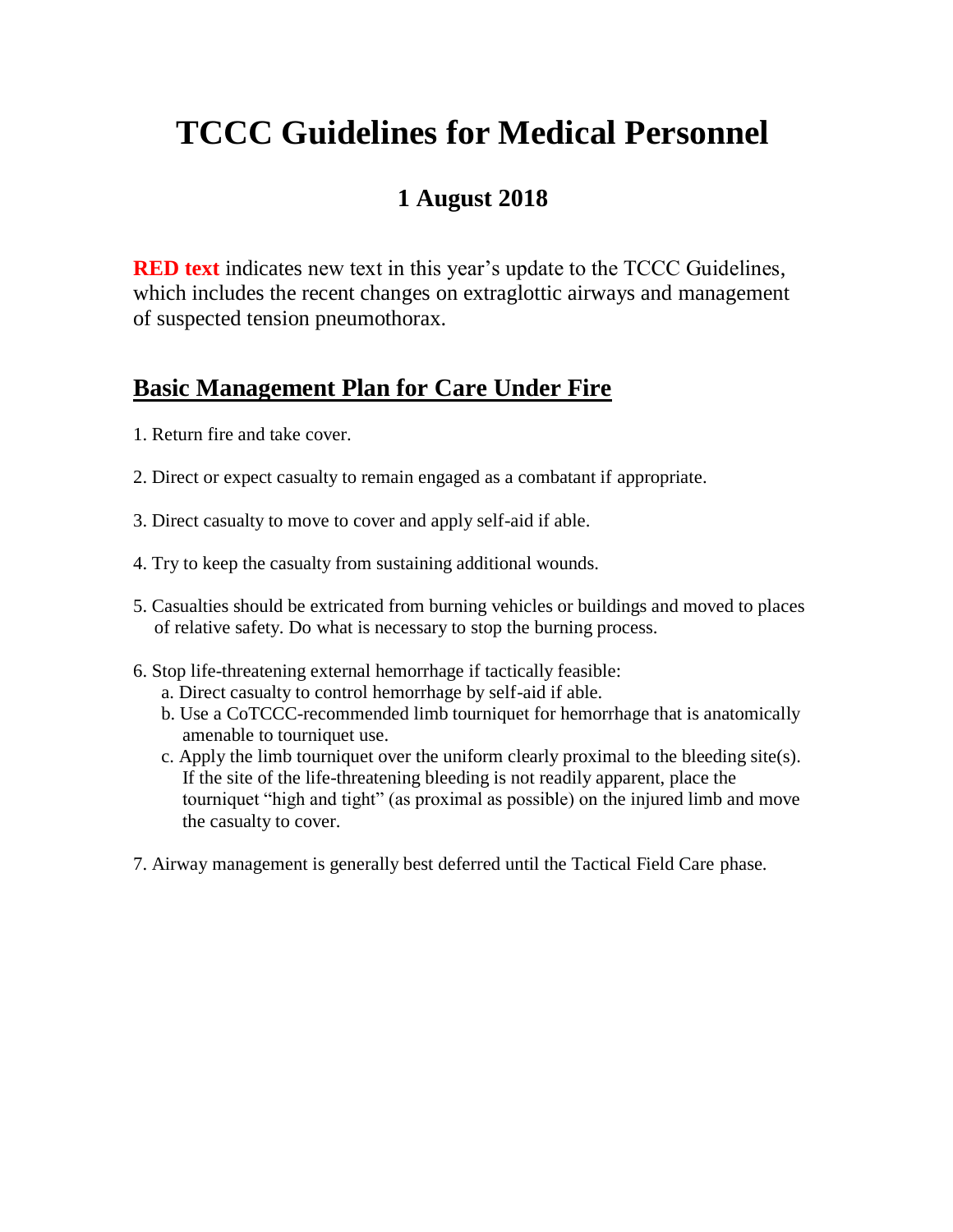# TCCC Guidelines for Medical Personnel

## 1 August 2018

**RED text** indicates new text in this year's update to the TCCC Guidelines, which includes the recent changes on extraglottic airways and management of suspected tension pneumothorax.

## Basic Management Plan for Care Under Fire

1. Return fire and take cover.

2. Direct or expect casualty to remain engaged as a combatant if appropriate.

3. Direct casualty to move to cover and apply self-aid if able.

4. Try to keep the casualty from sustaining additional wounds.

5. Casualties should be extricated from burning vehicles or buildings and moved to places of relative safety. Do what is necessary to stop the burning process.

6. Stop life-threatening external hemorrhage if tactically feasible:
   a. Direct casualty to control hemorrhage by self-aid if able.
   b. Use a CoTCCC-recommended limb tourniquet for hemorrhage that is anatomically amenable to tourniquet use.
   c. Apply the limb tourniquet over the uniform clearly proximal to the bleeding site(s). If the site of the life-threatening bleeding is not readily apparent, place the tourniquet "high and tight" (as proximal as possible) on the injured limb and move the casualty to cover.

7. Airway management is generally best deferred until the Tactical Field Care phase.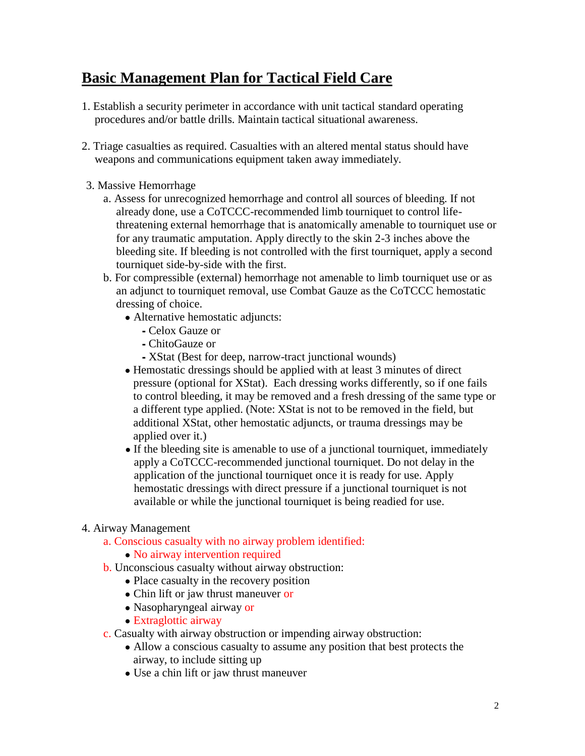# Basic Management Plan for Tactical Field Care

1. Establish a security perimeter in accordance with unit tactical standard operating procedures and/or battle drills. Maintain tactical situational awareness.

2. Triage casualties as required. Casualties with an altered mental status should have weapons and communications equipment taken away immediately.

3. Massive Hemorrhage
   a. Assess for unrecognized hemorrhage and control all sources of bleeding. If not already done, use a CoTCCC-recommended limb tourniquet to control life-threatening external hemorrhage that is anatomically amenable to tourniquet use or for any traumatic amputation. Apply directly to the skin 2-3 inches above the bleeding site. If bleeding is not controlled with the first tourniquet, apply a second tourniquet side-by-side with the first.
   b. For compressible (external) hemorrhage not amenable to limb tourniquet use or as an adjunct to tourniquet removal, use Combat Gauze as the CoTCCC hemostatic dressing of choice.
      - Alternative hemostatic adjuncts:
        - Celox Gauze or
        - ChitoGauze or
        - XStat (Best for deep, narrow-tract junctional wounds)
      - Hemostatic dressings should be applied with at least 3 minutes of direct pressure (optional for XStat). Each dressing works differently, so if one fails to control bleeding, it may be removed and a fresh dressing of the same type or a different type applied. (Note: XStat is not to be removed in the field, but additional XStat, other hemostatic adjuncts, or trauma dressings may be applied over it.)
      - If the bleeding site is amenable to use of a junctional tourniquet, immediately apply a CoTCCC-recommended junctional tourniquet. Do not delay in the application of the junctional tourniquet once it is ready for use. Apply hemostatic dressings with direct pressure if a junctional tourniquet is not available or while the junctional tourniquet is being readied for use.

4. Airway Management
   a. Conscious casualty with no airway problem identified:
      - No airway intervention required
   b. Unconscious casualty without airway obstruction:
      - Place casualty in the recovery position
      - Chin lift or jaw thrust maneuver or
      - Nasopharyngeal airway or
      - Extraglottic airway
   c. Casualty with airway obstruction or impending airway obstruction:
      - Allow a conscious casualty to assume any position that best protects the airway, to include sitting up
      - Use a chin lift or jaw thrust maneuver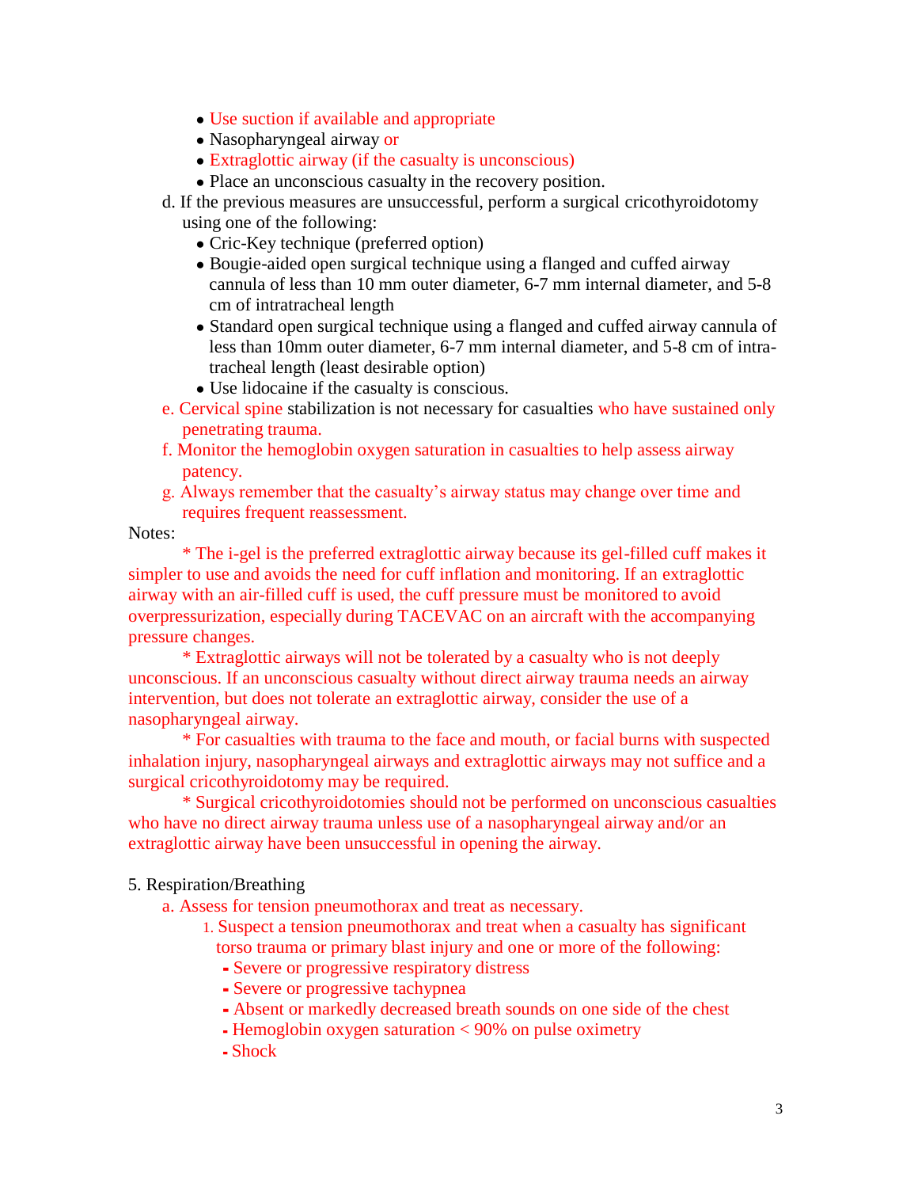- Use suction if available and appropriate
- Nasopharyngeal airway or
- Extraglottic airway (if the casualty is unconscious)
- Place an unconscious casualty in the recovery position.

d. If the previous measures are unsuccessful, perform a surgical cricothyroidotomy using one of the following:

- Cric-Key technique (preferred option)
- Bougie-aided open surgical technique using a flanged and cuffed airway cannula of less than 10 mm outer diameter, 6-7 mm internal diameter, and 5-8 cm of intratracheal length
- Standard open surgical technique using a flanged and cuffed airway cannula of less than 10mm outer diameter, 6-7 mm internal diameter, and 5-8 cm of intra-tracheal length (least desirable option)
- Use lidocaine if the casualty is conscious.

e. Cervical spine stabilization is not necessary for casualties who have sustained only penetrating trauma.

f. Monitor the hemoglobin oxygen saturation in casualties to help assess airway patency.

g. Always remember that the casualty's airway status may change over time and requires frequent reassessment.

Notes:

* The i-gel is the preferred extraglottic airway because its gel-filled cuff makes it simpler to use and avoids the need for cuff inflation and monitoring. If an extraglottic airway with an air-filled cuff is used, the cuff pressure must be monitored to avoid overpressurization, especially during TACEVAC on an aircraft with the accompanying pressure changes.

* Extraglottic airways will not be tolerated by a casualty who is not deeply unconscious. If an unconscious casualty without direct airway trauma needs an airway intervention, but does not tolerate an extraglottic airway, consider the use of a nasopharyngeal airway.

* For casualties with trauma to the face and mouth, or facial burns with suspected inhalation injury, nasopharyngeal airways and extraglottic airways may not suffice and a surgical cricothyroidotomy may be required.

* Surgical cricothyroidotomies should not be performed on unconscious casualties who have no direct airway trauma unless use of a nasopharyngeal airway and/or an extraglottic airway have been unsuccessful in opening the airway.

5. Respiration/Breathing

a. Assess for tension pneumothorax and treat as necessary.

1. Suspect a tension pneumothorax and treat when a casualty has significant torso trauma or primary blast injury and one or more of the following:
   - Severe or progressive respiratory distress
   - Severe or progressive tachypnea
   - Absent or markedly decreased breath sounds on one side of the chest
   - Hemoglobin oxygen saturation < 90% on pulse oximetry
   - Shock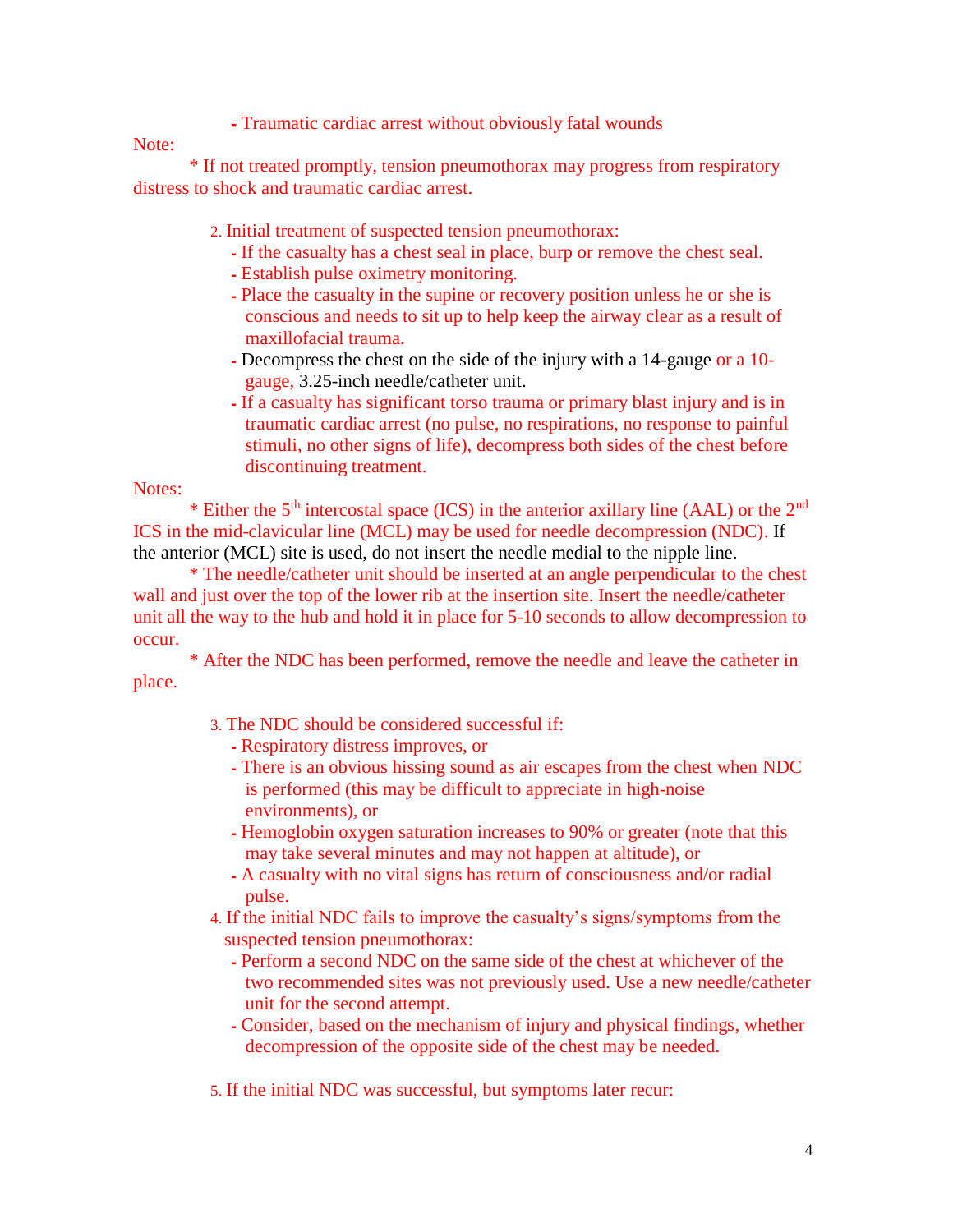- Traumatic cardiac arrest without obviously fatal wounds

Note:

* If not treated promptly, tension pneumothorax may progress from respiratory distress to shock and traumatic cardiac arrest.

2. Initial treatment of suspected tension pneumothorax:
   - If the casualty has a chest seal in place, burp or remove the chest seal.
   - Establish pulse oximetry monitoring.
   - Place the casualty in the supine or recovery position unless he or she is conscious and needs to sit up to help keep the airway clear as a result of maxillofacial trauma.
   - Decompress the chest on the side of the injury with a 14-gauge or a 10-gauge, 3.25-inch needle/catheter unit.
   - If a casualty has significant torso trauma or primary blast injury and is in traumatic cardiac arrest (no pulse, no respirations, no response to painful stimuli, no other signs of life), decompress both sides of the chest before discontinuing treatment.

Notes:

* Either the 5th intercostal space (ICS) in the anterior axillary line (AAL) or the 2nd ICS in the mid-clavicular line (MCL) may be used for needle decompression (NDC). If the anterior (MCL) site is used, do not insert the needle medial to the nipple line.

* The needle/catheter unit should be inserted at an angle perpendicular to the chest wall and just over the top of the lower rib at the insertion site. Insert the needle/catheter unit all the way to the hub and hold it in place for 5-10 seconds to allow decompression to occur.

* After the NDC has been performed, remove the needle and leave the catheter in place.

3. The NDC should be considered successful if:
   - Respiratory distress improves, or
   - There is an obvious hissing sound as air escapes from the chest when NDC is performed (this may be difficult to appreciate in high-noise environments), or
   - Hemoglobin oxygen saturation increases to 90% or greater (note that this may take several minutes and may not happen at altitude), or
   - A casualty with no vital signs has return of consciousness and/or radial pulse.
4. If the initial NDC fails to improve the casualty's signs/symptoms from the suspected tension pneumothorax:
   - Perform a second NDC on the same side of the chest at whichever of the two recommended sites was not previously used. Use a new needle/catheter unit for the second attempt.
   - Consider, based on the mechanism of injury and physical findings, whether decompression of the opposite side of the chest may be needed.

5. If the initial NDC was successful, but symptoms later recur: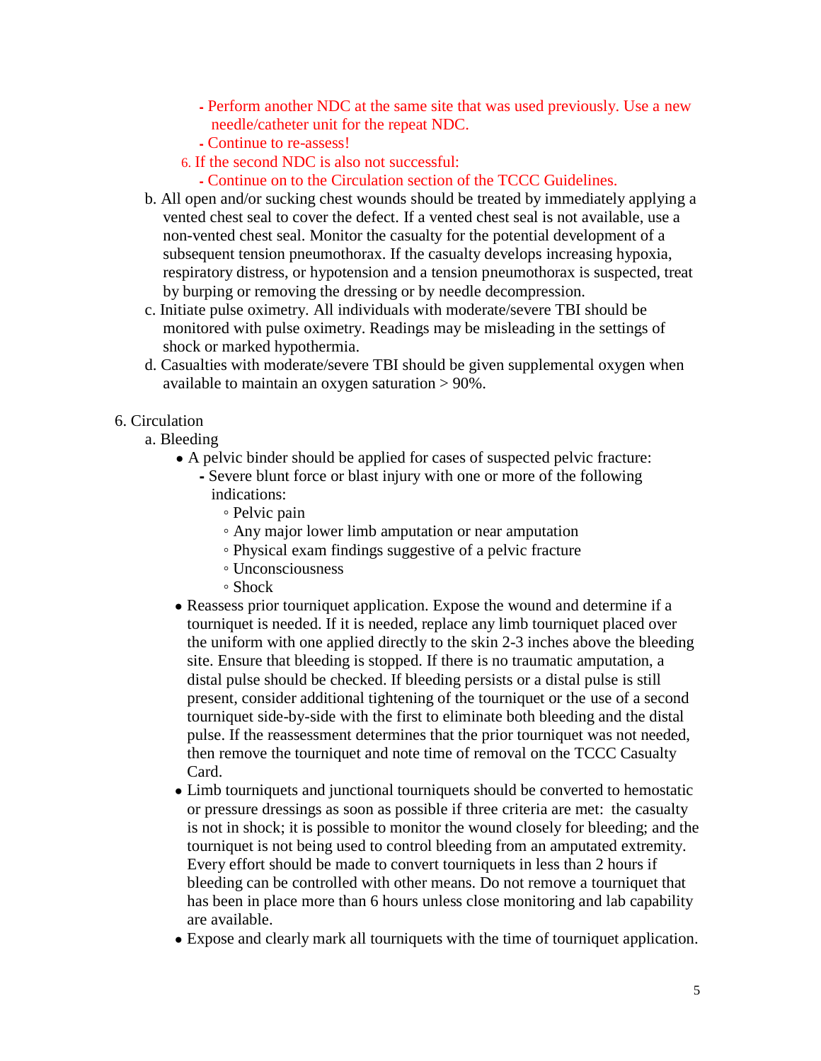- Perform another NDC at the same site that was used previously. Use a new needle/catheter unit for the repeat NDC.
- Continue to re-assess!

6. If the second NDC is also not successful:
    - Continue on to the Circulation section of the TCCC Guidelines.

b. All open and/or sucking chest wounds should be treated by immediately applying a vented chest seal to cover the defect. If a vented chest seal is not available, use a non-vented chest seal. Monitor the casualty for the potential development of a subsequent tension pneumothorax. If the casualty develops increasing hypoxia, respiratory distress, or hypotension and a tension pneumothorax is suspected, treat by burping or removing the dressing or by needle decompression.

c. Initiate pulse oximetry. All individuals with moderate/severe TBI should be monitored with pulse oximetry. Readings may be misleading in the settings of shock or marked hypothermia.

d. Casualties with moderate/severe TBI should be given supplemental oxygen when available to maintain an oxygen saturation > 90%.

6. Circulation

a. Bleeding

- A pelvic binder should be applied for cases of suspected pelvic fracture:
    - Severe blunt force or blast injury with one or more of the following indications:
        - Pelvic pain
        - Any major lower limb amputation or near amputation
        - Physical exam findings suggestive of a pelvic fracture
        - Unconsciousness
        - Shock
- Reassess prior tourniquet application. Expose the wound and determine if a tourniquet is needed. If it is needed, replace any limb tourniquet placed over the uniform with one applied directly to the skin 2-3 inches above the bleeding site. Ensure that bleeding is stopped. If there is no traumatic amputation, a distal pulse should be checked. If bleeding persists or a distal pulse is still present, consider additional tightening of the tourniquet or the use of a second tourniquet side-by-side with the first to eliminate both bleeding and the distal pulse. If the reassessment determines that the prior tourniquet was not needed, then remove the tourniquet and note time of removal on the TCCC Casualty Card.
- Limb tourniquets and junctional tourniquets should be converted to hemostatic or pressure dressings as soon as possible if three criteria are met: the casualty is not in shock; it is possible to monitor the wound closely for bleeding; and the tourniquet is not being used to control bleeding from an amputated extremity. Every effort should be made to convert tourniquets in less than 2 hours if bleeding can be controlled with other means. Do not remove a tourniquet that has been in place more than 6 hours unless close monitoring and lab capability are available.
- Expose and clearly mark all tourniquets with the time of tourniquet application.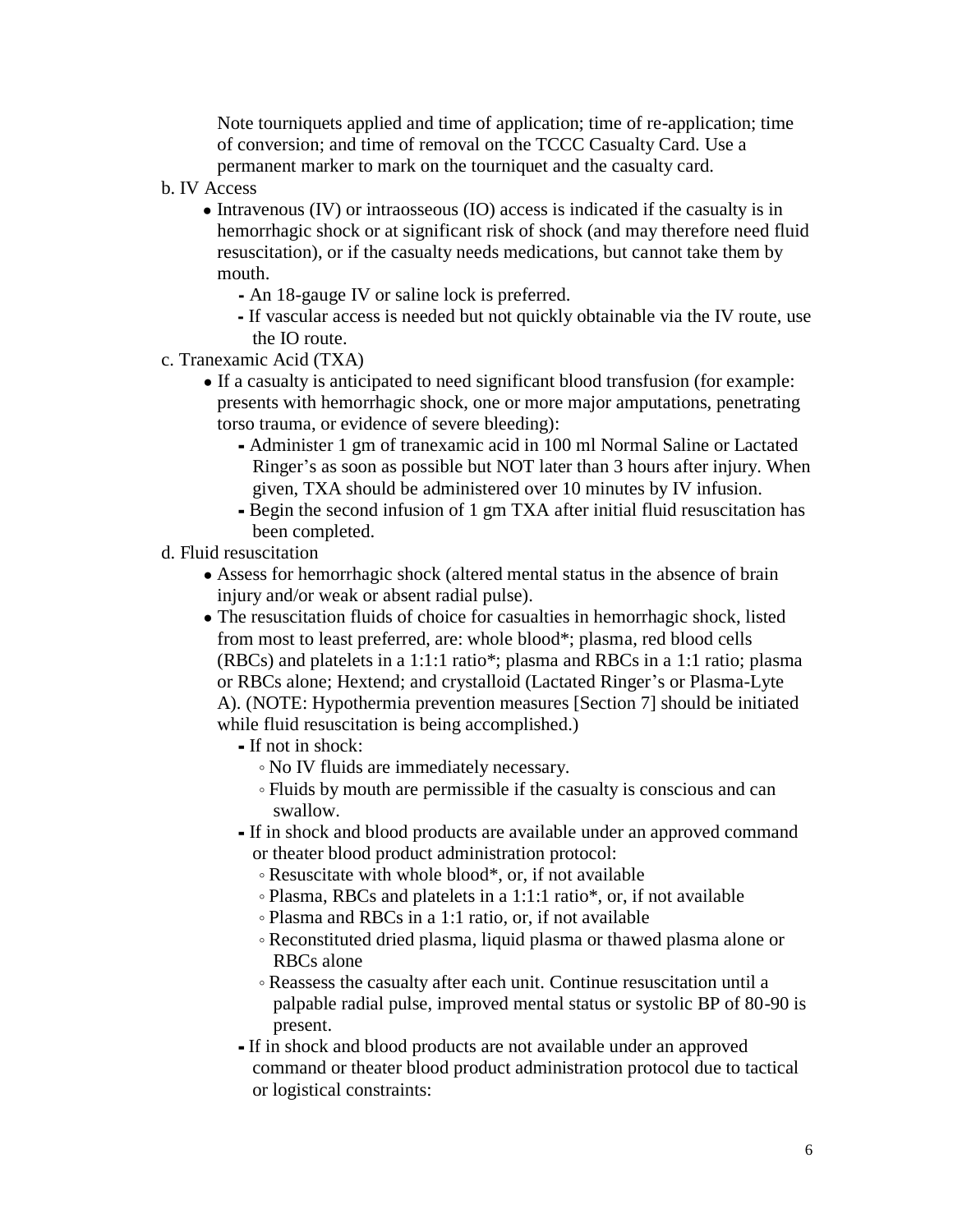Note tourniquets applied and time of application; time of re-application; time of conversion; and time of removal on the TCCC Casualty Card. Use a permanent marker to mark on the tourniquet and the casualty card.

b. IV Access

- Intravenous (IV) or intraosseous (IO) access is indicated if the casualty is in hemorrhagic shock or at significant risk of shock (and may therefore need fluid resuscitation), or if the casualty needs medications, but cannot take them by mouth.
  - An 18-gauge IV or saline lock is preferred.
  - If vascular access is needed but not quickly obtainable via the IV route, use the IO route.

c. Tranexamic Acid (TXA)

- If a casualty is anticipated to need significant blood transfusion (for example: presents with hemorrhagic shock, one or more major amputations, penetrating torso trauma, or evidence of severe bleeding):
  - Administer 1 gm of tranexamic acid in 100 ml Normal Saline or Lactated Ringer's as soon as possible but NOT later than 3 hours after injury. When given, TXA should be administered over 10 minutes by IV infusion.
  - Begin the second infusion of 1 gm TXA after initial fluid resuscitation has been completed.

d. Fluid resuscitation

- Assess for hemorrhagic shock (altered mental status in the absence of brain injury and/or weak or absent radial pulse).
- The resuscitation fluids of choice for casualties in hemorrhagic shock, listed from most to least preferred, are: whole blood*; plasma, red blood cells (RBCs) and platelets in a 1:1:1 ratio*; plasma and RBCs in a 1:1 ratio; plasma or RBCs alone; Hextend; and crystalloid (Lactated Ringer's or Plasma-Lyte A). (NOTE: Hypothermia prevention measures [Section 7] should be initiated while fluid resuscitation is being accomplished.)
  - If not in shock:
    - No IV fluids are immediately necessary.
    - Fluids by mouth are permissible if the casualty is conscious and can swallow.
  - If in shock and blood products are available under an approved command or theater blood product administration protocol:
    - Resuscitate with whole blood*, or, if not available
    - Plasma, RBCs and platelets in a 1:1:1 ratio*, or, if not available
    - Plasma and RBCs in a 1:1 ratio, or, if not available
    - Reconstituted dried plasma, liquid plasma or thawed plasma alone or RBCs alone
    - Reassess the casualty after each unit. Continue resuscitation until a palpable radial pulse, improved mental status or systolic BP of 80-90 is present.
  - If in shock and blood products are not available under an approved command or theater blood product administration protocol due to tactical or logistical constraints: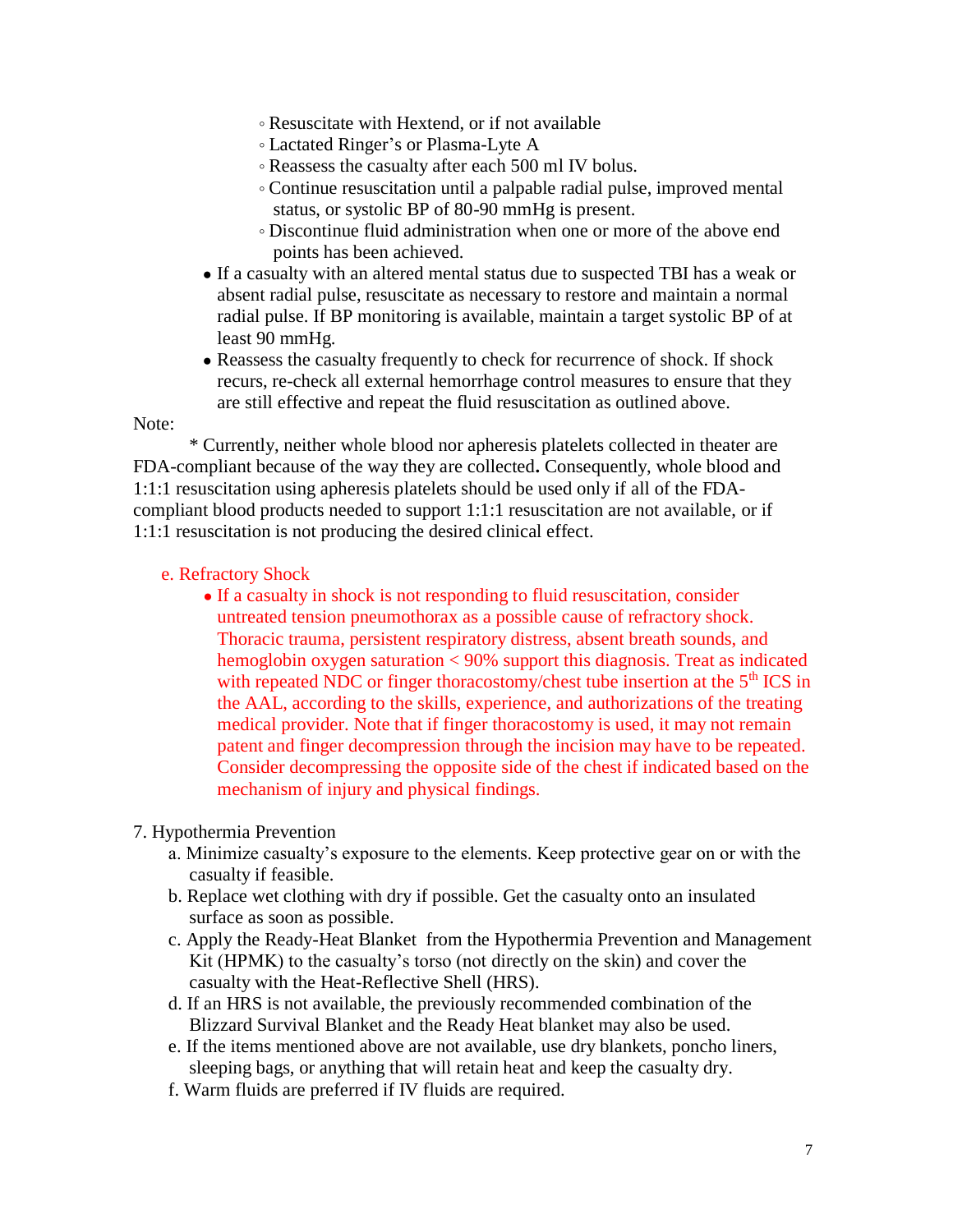- Resuscitate with Hextend, or if not available
    - Lactated Ringer's or Plasma-Lyte A
    - Reassess the casualty after each 500 ml IV bolus.
    - Continue resuscitation until a palpable radial pulse, improved mental status, or systolic BP of 80-90 mmHg is present.
    - Discontinue fluid administration when one or more of the above end points has been achieved.
- If a casualty with an altered mental status due to suspected TBI has a weak or absent radial pulse, resuscitate as necessary to restore and maintain a normal radial pulse. If BP monitoring is available, maintain a target systolic BP of at least 90 mmHg.
- Reassess the casualty frequently to check for recurrence of shock. If shock recurs, re-check all external hemorrhage control measures to ensure that they are still effective and repeat the fluid resuscitation as outlined above.

Note:

\* Currently, neither whole blood nor apheresis platelets collected in theater are FDA-compliant because of the way they are collected**.** Consequently, whole blood and 1:1:1 resuscitation using apheresis platelets should be used only if all of the FDA-compliant blood products needed to support 1:1:1 resuscitation are not available, or if 1:1:1 resuscitation is not producing the desired clinical effect.

e. Refractory Shock

- If a casualty in shock is not responding to fluid resuscitation, consider untreated tension pneumothorax as a possible cause of refractory shock. Thoracic trauma, persistent respiratory distress, absent breath sounds, and hemoglobin oxygen saturation < 90% support this diagnosis. Treat as indicated with repeated NDC or finger thoracostomy/chest tube insertion at the 5th ICS in the AAL, according to the skills, experience, and authorizations of the treating medical provider. Note that if finger thoracostomy is used, it may not remain patent and finger decompression through the incision may have to be repeated. Consider decompressing the opposite side of the chest if indicated based on the mechanism of injury and physical findings.

7. Hypothermia Prevention

   a. Minimize casualty's exposure to the elements. Keep protective gear on or with the casualty if feasible.

   b. Replace wet clothing with dry if possible. Get the casualty onto an insulated surface as soon as possible.

   c. Apply the Ready-Heat Blanket from the Hypothermia Prevention and Management Kit (HPMK) to the casualty's torso (not directly on the skin) and cover the casualty with the Heat-Reflective Shell (HRS).

   d. If an HRS is not available, the previously recommended combination of the Blizzard Survival Blanket and the Ready Heat blanket may also be used.

   e. If the items mentioned above are not available, use dry blankets, poncho liners, sleeping bags, or anything that will retain heat and keep the casualty dry.

   f. Warm fluids are preferred if IV fluids are required.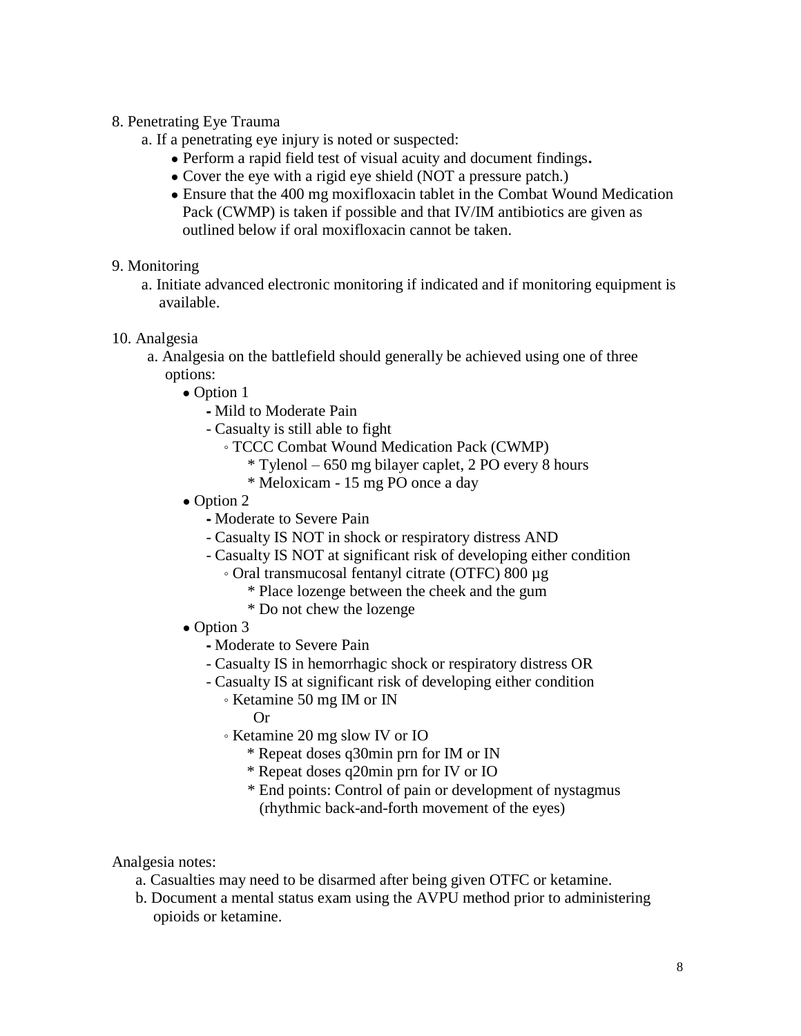8. Penetrating Eye Trauma

   a. If a penetrating eye injury is noted or suspected:

      - Perform a rapid field test of visual acuity and document findings**.**
      - Cover the eye with a rigid eye shield (NOT a pressure patch.)
      - Ensure that the 400 mg moxifloxacin tablet in the Combat Wound Medication Pack (CWMP) is taken if possible and that IV/IM antibiotics are given as outlined below if oral moxifloxacin cannot be taken.

9. Monitoring

   a. Initiate advanced electronic monitoring if indicated and if monitoring equipment is available.

10. Analgesia

    a. Analgesia on the battlefield should generally be achieved using one of three options:

       - Option 1
         - **-** Mild to Moderate Pain
         - Casualty is still able to fight
           - TCCC Combat Wound Medication Pack (CWMP)
             - * Tylenol – 650 mg bilayer caplet, 2 PO every 8 hours
             - * Meloxicam - 15 mg PO once a day
       - Option 2
         - **-** Moderate to Severe Pain
         - Casualty IS NOT in shock or respiratory distress AND
         - Casualty IS NOT at significant risk of developing either condition
           - Oral transmucosal fentanyl citrate (OTFC) 800 µg
             - * Place lozenge between the cheek and the gum
             - * Do not chew the lozenge
       - Option 3
         - **-** Moderate to Severe Pain
         - Casualty IS in hemorrhagic shock or respiratory distress OR
         - Casualty IS at significant risk of developing either condition
           - Ketamine 50 mg IM or IN

             Or
           - Ketamine 20 mg slow IV or IO
             - * Repeat doses q30min prn for IM or IN
             - * Repeat doses q20min prn for IV or IO
             - * End points: Control of pain or development of nystagmus (rhythmic back-and-forth movement of the eyes)

Analgesia notes:

a. Casualties may need to be disarmed after being given OTFC or ketamine.

b. Document a mental status exam using the AVPU method prior to administering opioids or ketamine.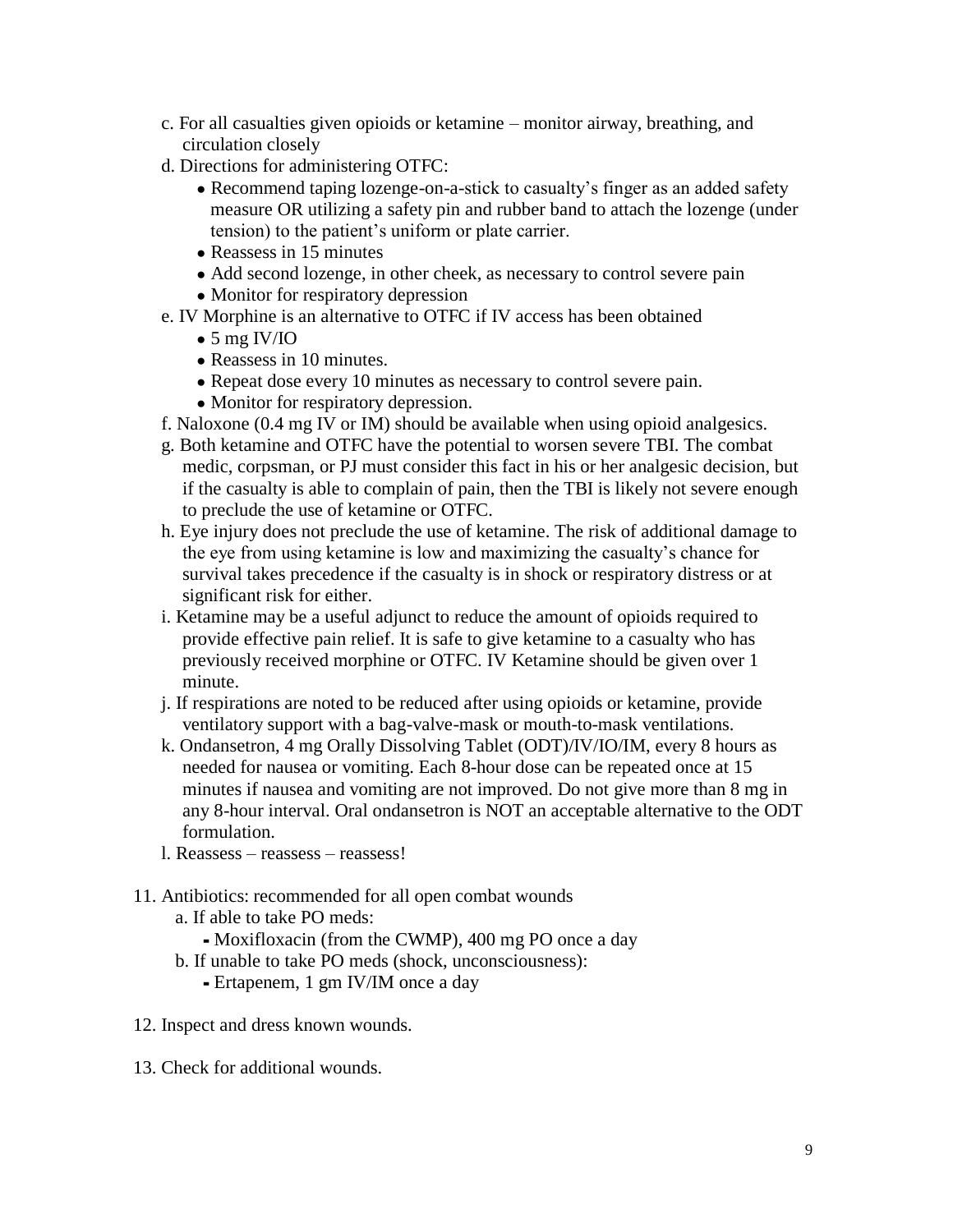c. For all casualties given opioids or ketamine – monitor airway, breathing, and circulation closely

d. Directions for administering OTFC:
   - Recommend taping lozenge-on-a-stick to casualty's finger as an added safety measure OR utilizing a safety pin and rubber band to attach the lozenge (under tension) to the patient's uniform or plate carrier.
   - Reassess in 15 minutes
   - Add second lozenge, in other cheek, as necessary to control severe pain
   - Monitor for respiratory depression

e. IV Morphine is an alternative to OTFC if IV access has been obtained
   - 5 mg IV/IO
   - Reassess in 10 minutes.
   - Repeat dose every 10 minutes as necessary to control severe pain.
   - Monitor for respiratory depression.

f. Naloxone (0.4 mg IV or IM) should be available when using opioid analgesics.

g. Both ketamine and OTFC have the potential to worsen severe TBI. The combat medic, corpsman, or PJ must consider this fact in his or her analgesic decision, but if the casualty is able to complain of pain, then the TBI is likely not severe enough to preclude the use of ketamine or OTFC.

h. Eye injury does not preclude the use of ketamine. The risk of additional damage to the eye from using ketamine is low and maximizing the casualty's chance for survival takes precedence if the casualty is in shock or respiratory distress or at significant risk for either.

i. Ketamine may be a useful adjunct to reduce the amount of opioids required to provide effective pain relief. It is safe to give ketamine to a casualty who has previously received morphine or OTFC. IV Ketamine should be given over 1 minute.

j. If respirations are noted to be reduced after using opioids or ketamine, provide ventilatory support with a bag-valve-mask or mouth-to-mask ventilations.

k. Ondansetron, 4 mg Orally Dissolving Tablet (ODT)/IV/IO/IM, every 8 hours as needed for nausea or vomiting. Each 8-hour dose can be repeated once at 15 minutes if nausea and vomiting are not improved. Do not give more than 8 mg in any 8-hour interval. Oral ondansetron is NOT an acceptable alternative to the ODT formulation.

l. Reassess – reassess – reassess!

11. Antibiotics: recommended for all open combat wounds
    a. If able to take PO meds:
       - Moxifloxacin (from the CWMP), 400 mg PO once a day
    b. If unable to take PO meds (shock, unconsciousness):
       - Ertapenem, 1 gm IV/IM once a day

12. Inspect and dress known wounds.

13. Check for additional wounds.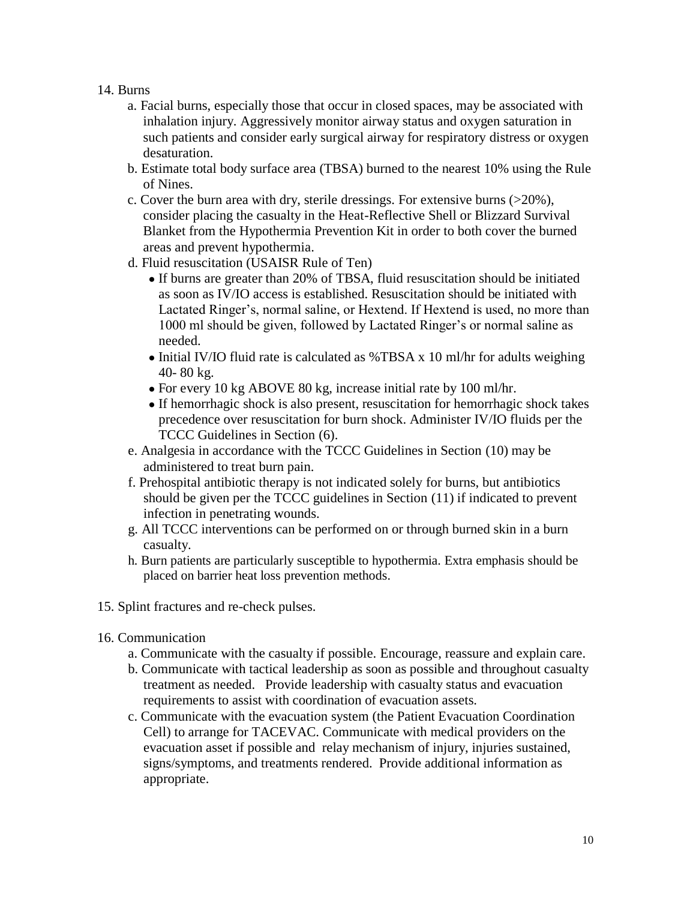14. Burns
    a. Facial burns, especially those that occur in closed spaces, may be associated with inhalation injury. Aggressively monitor airway status and oxygen saturation in such patients and consider early surgical airway for respiratory distress or oxygen desaturation.
    b. Estimate total body surface area (TBSA) burned to the nearest 10% using the Rule of Nines.
    c. Cover the burn area with dry, sterile dressings. For extensive burns (>20%), consider placing the casualty in the Heat-Reflective Shell or Blizzard Survival Blanket from the Hypothermia Prevention Kit in order to both cover the burned areas and prevent hypothermia.
    d. Fluid resuscitation (USAISR Rule of Ten)
        - If burns are greater than 20% of TBSA, fluid resuscitation should be initiated as soon as IV/IO access is established. Resuscitation should be initiated with Lactated Ringer's, normal saline, or Hextend. If Hextend is used, no more than 1000 ml should be given, followed by Lactated Ringer's or normal saline as needed.
        - Initial IV/IO fluid rate is calculated as %TBSA x 10 ml/hr for adults weighing 40- 80 kg.
        - For every 10 kg ABOVE 80 kg, increase initial rate by 100 ml/hr.
        - If hemorrhagic shock is also present, resuscitation for hemorrhagic shock takes precedence over resuscitation for burn shock. Administer IV/IO fluids per the TCCC Guidelines in Section (6).
    e. Analgesia in accordance with the TCCC Guidelines in Section (10) may be administered to treat burn pain.
    f. Prehospital antibiotic therapy is not indicated solely for burns, but antibiotics should be given per the TCCC guidelines in Section (11) if indicated to prevent infection in penetrating wounds.
    g. All TCCC interventions can be performed on or through burned skin in a burn casualty.
    h. Burn patients are particularly susceptible to hypothermia. Extra emphasis should be placed on barrier heat loss prevention methods.

15. Splint fractures and re-check pulses.

16. Communication
    a. Communicate with the casualty if possible. Encourage, reassure and explain care.
    b. Communicate with tactical leadership as soon as possible and throughout casualty treatment as needed. Provide leadership with casualty status and evacuation requirements to assist with coordination of evacuation assets.
    c. Communicate with the evacuation system (the Patient Evacuation Coordination Cell) to arrange for TACEVAC. Communicate with medical providers on the evacuation asset if possible and relay mechanism of injury, injuries sustained, signs/symptoms, and treatments rendered. Provide additional information as appropriate.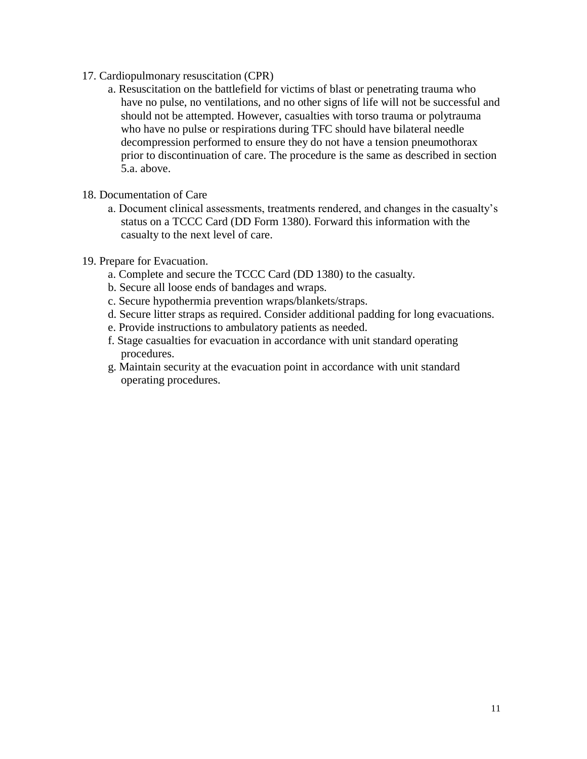17. Cardiopulmonary resuscitation (CPR)
    a. Resuscitation on the battlefield for victims of blast or penetrating trauma who have no pulse, no ventilations, and no other signs of life will not be successful and should not be attempted. However, casualties with torso trauma or polytrauma who have no pulse or respirations during TFC should have bilateral needle decompression performed to ensure they do not have a tension pneumothorax prior to discontinuation of care. The procedure is the same as described in section 5.a. above.

18. Documentation of Care
    a. Document clinical assessments, treatments rendered, and changes in the casualty's status on a TCCC Card (DD Form 1380). Forward this information with the casualty to the next level of care.

19. Prepare for Evacuation.
    a. Complete and secure the TCCC Card (DD 1380) to the casualty.
    b. Secure all loose ends of bandages and wraps.
    c. Secure hypothermia prevention wraps/blankets/straps.
    d. Secure litter straps as required. Consider additional padding for long evacuations.
    e. Provide instructions to ambulatory patients as needed.
    f. Stage casualties for evacuation in accordance with unit standard operating procedures.
    g. Maintain security at the evacuation point in accordance with unit standard operating procedures.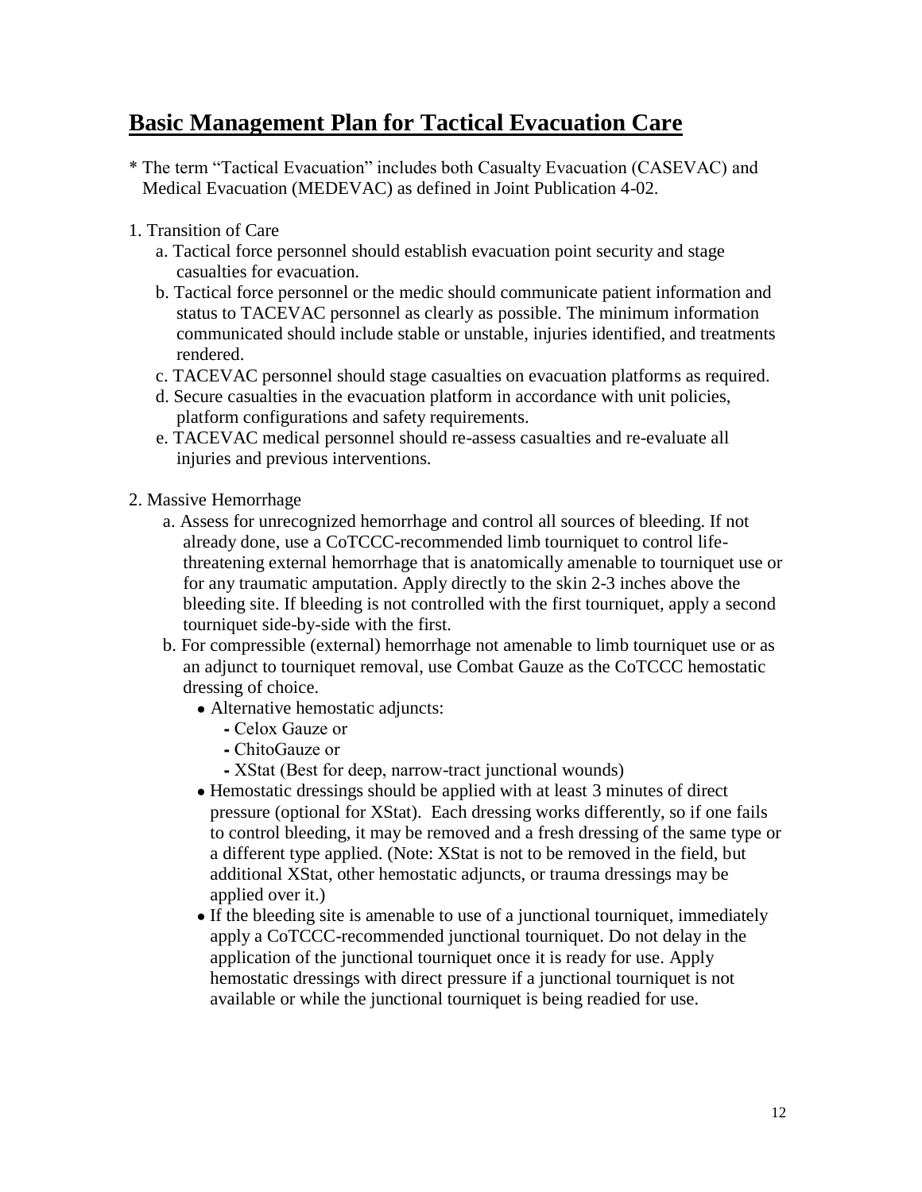# Basic Management Plan for Tactical Evacuation Care

* The term "Tactical Evacuation" includes both Casualty Evacuation (CASEVAC) and Medical Evacuation (MEDEVAC) as defined in Joint Publication 4-02.

1. Transition of Care
   a. Tactical force personnel should establish evacuation point security and stage casualties for evacuation.
   b. Tactical force personnel or the medic should communicate patient information and status to TACEVAC personnel as clearly as possible. The minimum information communicated should include stable or unstable, injuries identified, and treatments rendered.
   c. TACEVAC personnel should stage casualties on evacuation platforms as required.
   d. Secure casualties in the evacuation platform in accordance with unit policies, platform configurations and safety requirements.
   e. TACEVAC medical personnel should re-assess casualties and re-evaluate all injuries and previous interventions.

2. Massive Hemorrhage
   a. Assess for unrecognized hemorrhage and control all sources of bleeding. If not already done, use a CoTCCC-recommended limb tourniquet to control life-threatening external hemorrhage that is anatomically amenable to tourniquet use or for any traumatic amputation. Apply directly to the skin 2-3 inches above the bleeding site. If bleeding is not controlled with the first tourniquet, apply a second tourniquet side-by-side with the first.
   b. For compressible (external) hemorrhage not amenable to limb tourniquet use or as an adjunct to tourniquet removal, use Combat Gauze as the CoTCCC hemostatic dressing of choice.
      - Alternative hemostatic adjuncts:
        - Celox Gauze or
        - ChitoGauze or
        - XStat (Best for deep, narrow-tract junctional wounds)
      - Hemostatic dressings should be applied with at least 3 minutes of direct pressure (optional for XStat). Each dressing works differently, so if one fails to control bleeding, it may be removed and a fresh dressing of the same type or a different type applied. (Note: XStat is not to be removed in the field, but additional XStat, other hemostatic adjuncts, or trauma dressings may be applied over it.)
      - If the bleeding site is amenable to use of a junctional tourniquet, immediately apply a CoTCCC-recommended junctional tourniquet. Do not delay in the application of the junctional tourniquet once it is ready for use. Apply hemostatic dressings with direct pressure if a junctional tourniquet is not available or while the junctional tourniquet is being readied for use.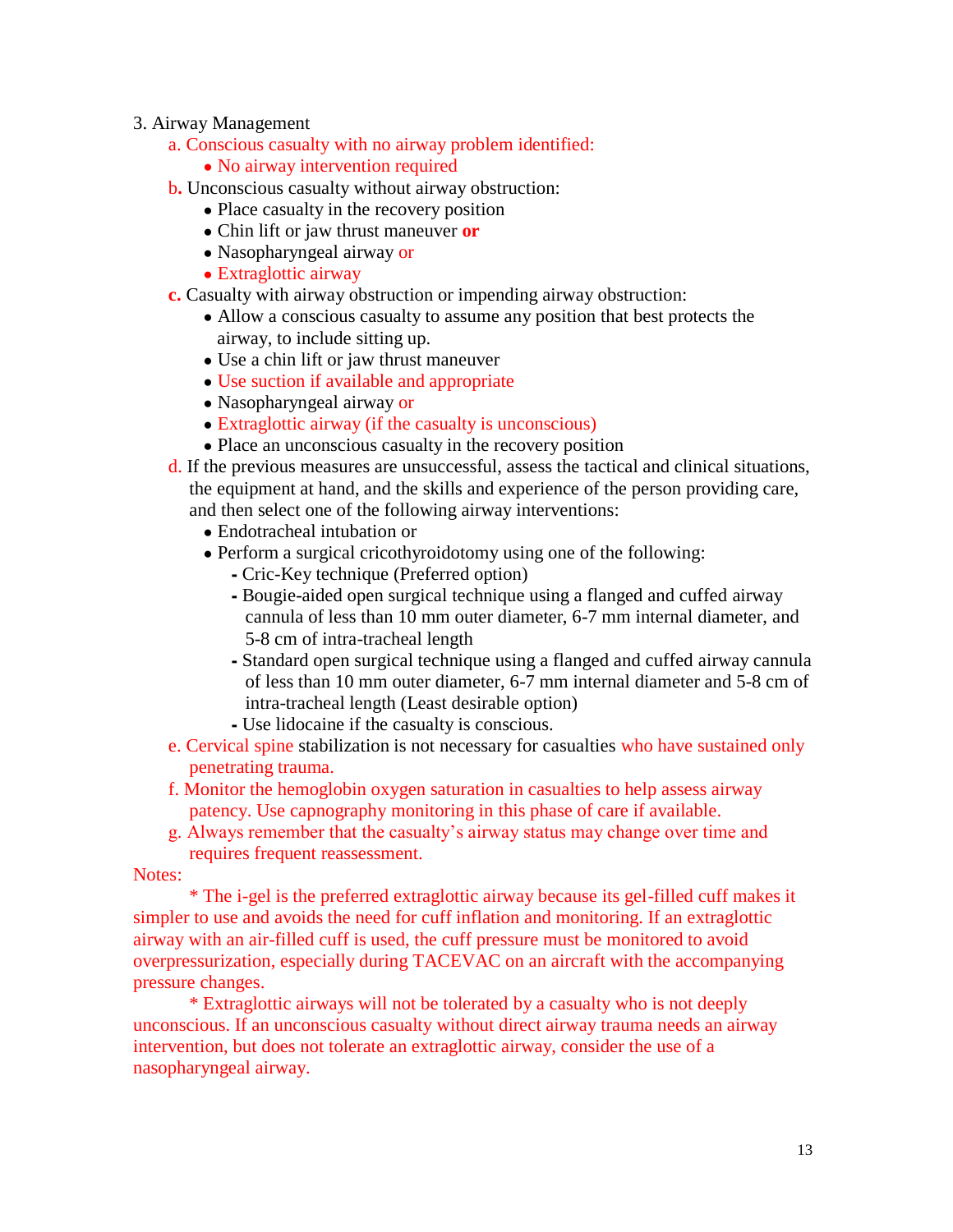3. Airway Management

a. Conscious casualty with no airway problem identified:
  - No airway intervention required

b. Unconscious casualty without airway obstruction:
  - Place casualty in the recovery position
  - Chin lift or jaw thrust maneuver **or**
  - Nasopharyngeal airway or
  - Extraglottic airway

c. Casualty with airway obstruction or impending airway obstruction:
  - Allow a conscious casualty to assume any position that best protects the airway, to include sitting up.
  - Use a chin lift or jaw thrust maneuver
  - Use suction if available and appropriate
  - Nasopharyngeal airway or
  - Extraglottic airway (if the casualty is unconscious)
  - Place an unconscious casualty in the recovery position

d. If the previous measures are unsuccessful, assess the tactical and clinical situations, the equipment at hand, and the skills and experience of the person providing care, and then select one of the following airway interventions:
  - Endotracheal intubation or
  - Perform a surgical cricothyroidotomy using one of the following:
    - Cric-Key technique (Preferred option)
    - Bougie-aided open surgical technique using a flanged and cuffed airway cannula of less than 10 mm outer diameter, 6-7 mm internal diameter, and 5-8 cm of intra-tracheal length
    - Standard open surgical technique using a flanged and cuffed airway cannula of less than 10 mm outer diameter, 6-7 mm internal diameter and 5-8 cm of intra-tracheal length (Least desirable option)
    - Use lidocaine if the casualty is conscious.

e. Cervical spine stabilization is not necessary for casualties who have sustained only penetrating trauma.

f. Monitor the hemoglobin oxygen saturation in casualties to help assess airway patency. Use capnography monitoring in this phase of care if available.

g. Always remember that the casualty's airway status may change over time and requires frequent reassessment.

Notes:

* The i-gel is the preferred extraglottic airway because its gel-filled cuff makes it simpler to use and avoids the need for cuff inflation and monitoring. If an extraglottic airway with an air-filled cuff is used, the cuff pressure must be monitored to avoid overpressurization, especially during TACEVAC on an aircraft with the accompanying pressure changes.

* Extraglottic airways will not be tolerated by a casualty who is not deeply unconscious. If an unconscious casualty without direct airway trauma needs an airway intervention, but does not tolerate an extraglottic airway, consider the use of a nasopharyngeal airway.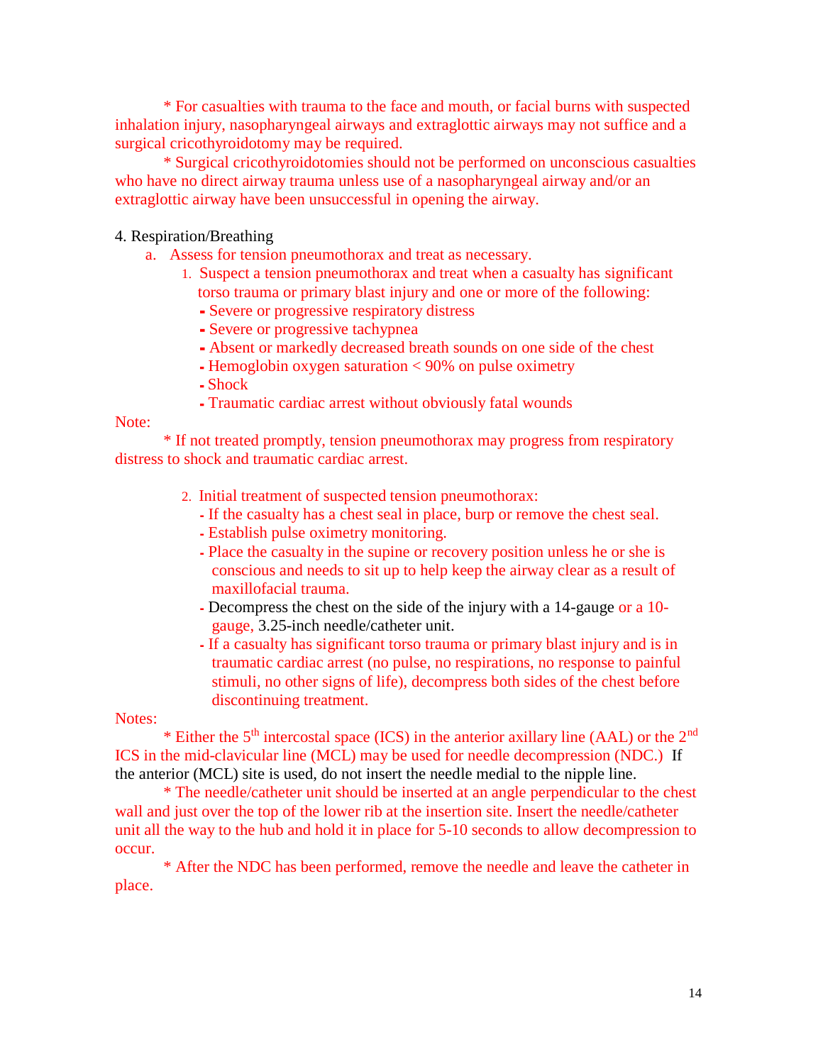* For casualties with trauma to the face and mouth, or facial burns with suspected inhalation injury, nasopharyngeal airways and extraglottic airways may not suffice and a surgical cricothyroidotomy may be required.

* Surgical cricothyroidotomies should not be performed on unconscious casualties who have no direct airway trauma unless use of a nasopharyngeal airway and/or an extraglottic airway have been unsuccessful in opening the airway.

4. Respiration/Breathing

a. Assess for tension pneumothorax and treat as necessary.

1. Suspect a tension pneumothorax and treat when a casualty has significant torso trauma or primary blast injury and one or more of the following:
   - Severe or progressive respiratory distress
   - Severe or progressive tachypnea
   - Absent or markedly decreased breath sounds on one side of the chest
   - Hemoglobin oxygen saturation < 90% on pulse oximetry
   - Shock
   - Traumatic cardiac arrest without obviously fatal wounds

Note:

* If not treated promptly, tension pneumothorax may progress from respiratory distress to shock and traumatic cardiac arrest.

2. Initial treatment of suspected tension pneumothorax:
   - If the casualty has a chest seal in place, burp or remove the chest seal.
   - Establish pulse oximetry monitoring.
   - Place the casualty in the supine or recovery position unless he or she is conscious and needs to sit up to help keep the airway clear as a result of maxillofacial trauma.
   - Decompress the chest on the side of the injury with a 14-gauge or a 10-gauge, 3.25-inch needle/catheter unit.
   - If a casualty has significant torso trauma or primary blast injury and is in traumatic cardiac arrest (no pulse, no respirations, no response to painful stimuli, no other signs of life), decompress both sides of the chest before discontinuing treatment.

Notes:

* Either the 5th intercostal space (ICS) in the anterior axillary line (AAL) or the 2nd ICS in the mid-clavicular line (MCL) may be used for needle decompression (NDC.) If the anterior (MCL) site is used, do not insert the needle medial to the nipple line.

* The needle/catheter unit should be inserted at an angle perpendicular to the chest wall and just over the top of the lower rib at the insertion site. Insert the needle/catheter unit all the way to the hub and hold it in place for 5-10 seconds to allow decompression to occur.

* After the NDC has been performed, remove the needle and leave the catheter in place.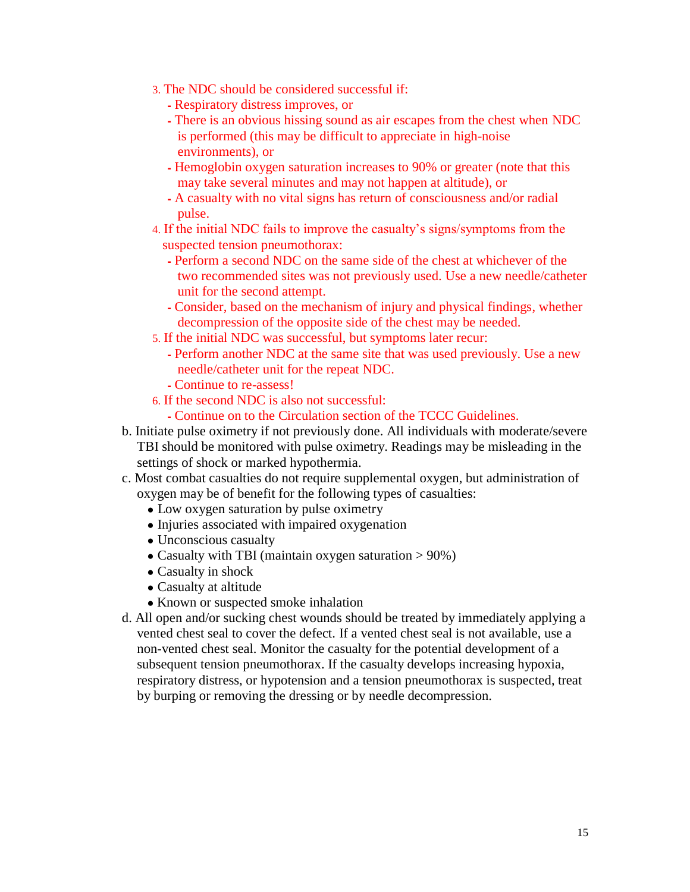3. The NDC should be considered successful if:
   - Respiratory distress improves, or
   - There is an obvious hissing sound as air escapes from the chest when NDC is performed (this may be difficult to appreciate in high-noise environments), or
   - Hemoglobin oxygen saturation increases to 90% or greater (note that this may take several minutes and may not happen at altitude), or
   - A casualty with no vital signs has return of consciousness and/or radial pulse.
4. If the initial NDC fails to improve the casualty's signs/symptoms from the suspected tension pneumothorax:
   - Perform a second NDC on the same side of the chest at whichever of the two recommended sites was not previously used. Use a new needle/catheter unit for the second attempt.
   - Consider, based on the mechanism of injury and physical findings, whether decompression of the opposite side of the chest may be needed.
5. If the initial NDC was successful, but symptoms later recur:
   - Perform another NDC at the same site that was used previously. Use a new needle/catheter unit for the repeat NDC.
   - Continue to re-assess!
6. If the second NDC is also not successful:
   - Continue on to the Circulation section of the TCCC Guidelines.

b. Initiate pulse oximetry if not previously done. All individuals with moderate/severe TBI should be monitored with pulse oximetry. Readings may be misleading in the settings of shock or marked hypothermia.

c. Most combat casualties do not require supplemental oxygen, but administration of oxygen may be of benefit for the following types of casualties:
   - Low oxygen saturation by pulse oximetry
   - Injuries associated with impaired oxygenation
   - Unconscious casualty
   - Casualty with TBI (maintain oxygen saturation > 90%)
   - Casualty in shock
   - Casualty at altitude
   - Known or suspected smoke inhalation

d. All open and/or sucking chest wounds should be treated by immediately applying a vented chest seal to cover the defect. If a vented chest seal is not available, use a non-vented chest seal. Monitor the casualty for the potential development of a subsequent tension pneumothorax. If the casualty develops increasing hypoxia, respiratory distress, or hypotension and a tension pneumothorax is suspected, treat by burping or removing the dressing or by needle decompression.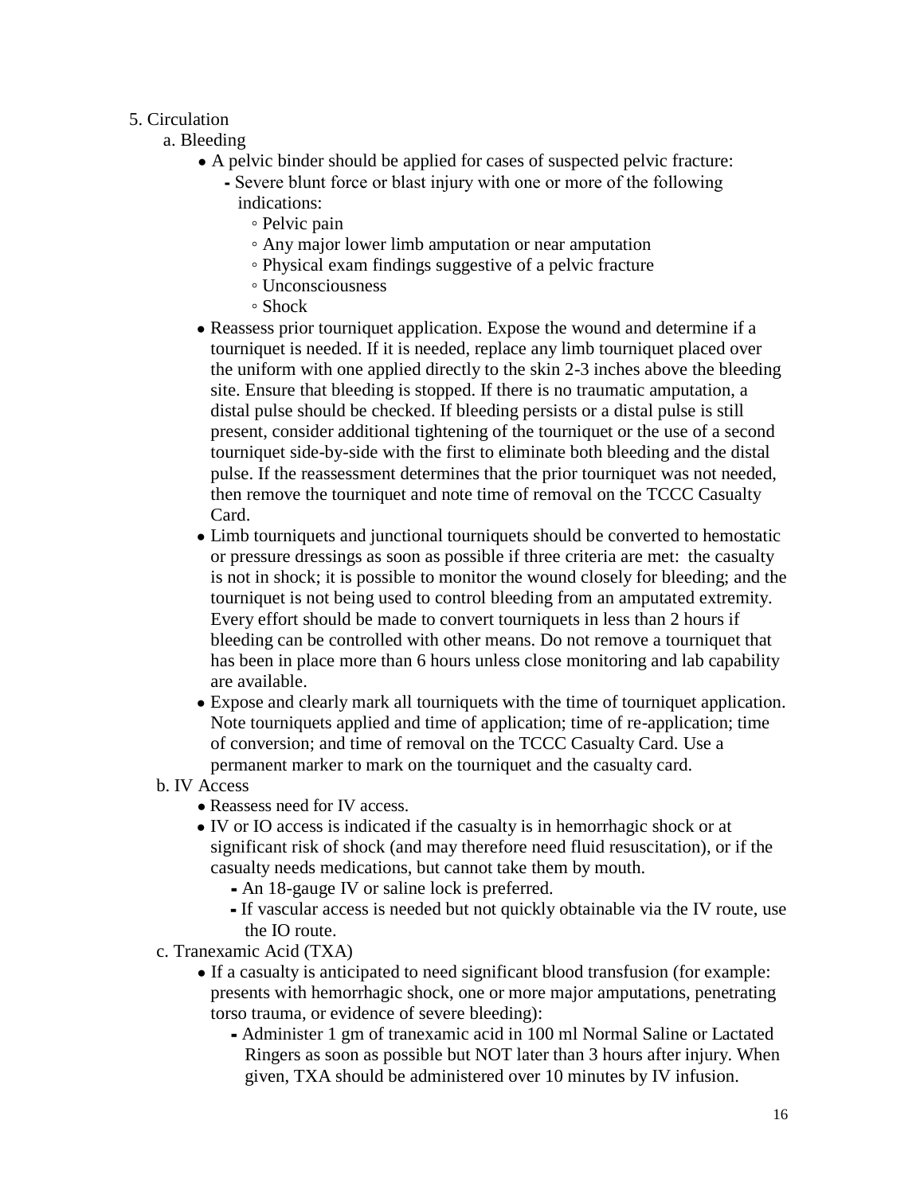5. Circulation

   a. Bleeding

      - A pelvic binder should be applied for cases of suspected pelvic fracture:
        - Severe blunt force or blast injury with one or more of the following indications:
          - Pelvic pain
          - Any major lower limb amputation or near amputation
          - Physical exam findings suggestive of a pelvic fracture
          - Unconsciousness
          - Shock
      - Reassess prior tourniquet application. Expose the wound and determine if a tourniquet is needed. If it is needed, replace any limb tourniquet placed over the uniform with one applied directly to the skin 2-3 inches above the bleeding site. Ensure that bleeding is stopped. If there is no traumatic amputation, a distal pulse should be checked. If bleeding persists or a distal pulse is still present, consider additional tightening of the tourniquet or the use of a second tourniquet side-by-side with the first to eliminate both bleeding and the distal pulse. If the reassessment determines that the prior tourniquet was not needed, then remove the tourniquet and note time of removal on the TCCC Casualty Card.
      - Limb tourniquets and junctional tourniquets should be converted to hemostatic or pressure dressings as soon as possible if three criteria are met: the casualty is not in shock; it is possible to monitor the wound closely for bleeding; and the tourniquet is not being used to control bleeding from an amputated extremity. Every effort should be made to convert tourniquets in less than 2 hours if bleeding can be controlled with other means. Do not remove a tourniquet that has been in place more than 6 hours unless close monitoring and lab capability are available.
      - Expose and clearly mark all tourniquets with the time of tourniquet application. Note tourniquets applied and time of application; time of re-application; time of conversion; and time of removal on the TCCC Casualty Card. Use a permanent marker to mark on the tourniquet and the casualty card.

   b. IV Access

      - Reassess need for IV access.
      - IV or IO access is indicated if the casualty is in hemorrhagic shock or at significant risk of shock (and may therefore need fluid resuscitation), or if the casualty needs medications, but cannot take them by mouth.
        - An 18-gauge IV or saline lock is preferred.
        - If vascular access is needed but not quickly obtainable via the IV route, use the IO route.

   c. Tranexamic Acid (TXA)

      - If a casualty is anticipated to need significant blood transfusion (for example: presents with hemorrhagic shock, one or more major amputations, penetrating torso trauma, or evidence of severe bleeding):
        - Administer 1 gm of tranexamic acid in 100 ml Normal Saline or Lactated Ringers as soon as possible but NOT later than 3 hours after injury. When given, TXA should be administered over 10 minutes by IV infusion.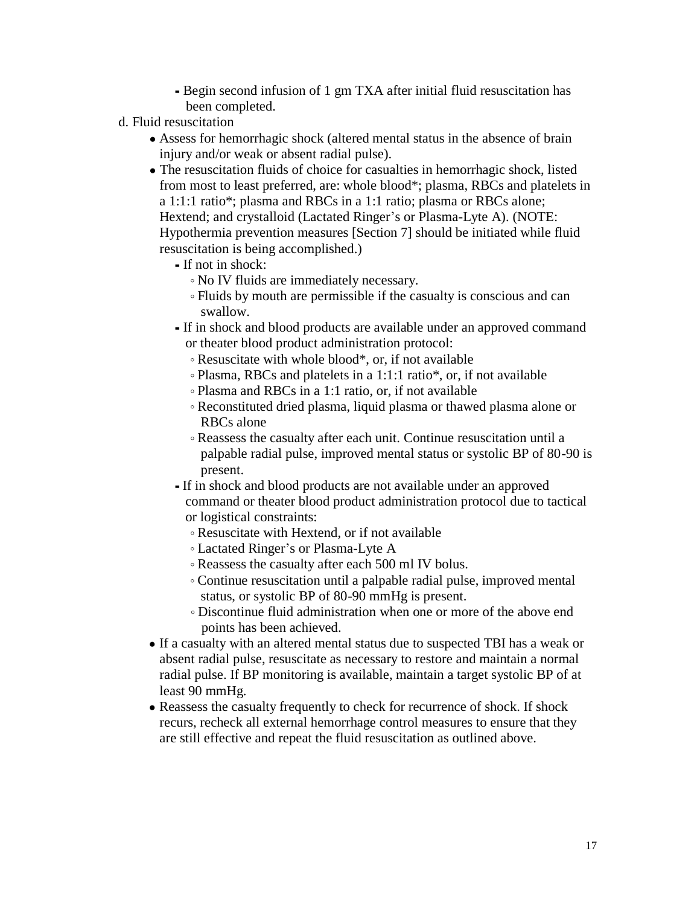- Begin second infusion of 1 gm TXA after initial fluid resuscitation has been completed.

d. Fluid resuscitation

- Assess for hemorrhagic shock (altered mental status in the absence of brain injury and/or weak or absent radial pulse).
- The resuscitation fluids of choice for casualties in hemorrhagic shock, listed from most to least preferred, are: whole blood*; plasma, RBCs and platelets in a 1:1:1 ratio*; plasma and RBCs in a 1:1 ratio; plasma or RBCs alone; Hextend; and crystalloid (Lactated Ringer's or Plasma-Lyte A). (NOTE: Hypothermia prevention measures [Section 7] should be initiated while fluid resuscitation is being accomplished.)
    - If not in shock:
        - No IV fluids are immediately necessary.
        - Fluids by mouth are permissible if the casualty is conscious and can swallow.
    - If in shock and blood products are available under an approved command or theater blood product administration protocol:
        - Resuscitate with whole blood*, or, if not available
        - Plasma, RBCs and platelets in a 1:1:1 ratio*, or, if not available
        - Plasma and RBCs in a 1:1 ratio, or, if not available
        - Reconstituted dried plasma, liquid plasma or thawed plasma alone or RBCs alone
        - Reassess the casualty after each unit. Continue resuscitation until a palpable radial pulse, improved mental status or systolic BP of 80-90 is present.
    - If in shock and blood products are not available under an approved command or theater blood product administration protocol due to tactical or logistical constraints:
        - Resuscitate with Hextend, or if not available
        - Lactated Ringer's or Plasma-Lyte A
        - Reassess the casualty after each 500 ml IV bolus.
        - Continue resuscitation until a palpable radial pulse, improved mental status, or systolic BP of 80-90 mmHg is present.
        - Discontinue fluid administration when one or more of the above end points has been achieved.
- If a casualty with an altered mental status due to suspected TBI has a weak or absent radial pulse, resuscitate as necessary to restore and maintain a normal radial pulse. If BP monitoring is available, maintain a target systolic BP of at least 90 mmHg.
- Reassess the casualty frequently to check for recurrence of shock. If shock recurs, recheck all external hemorrhage control measures to ensure that they are still effective and repeat the fluid resuscitation as outlined above.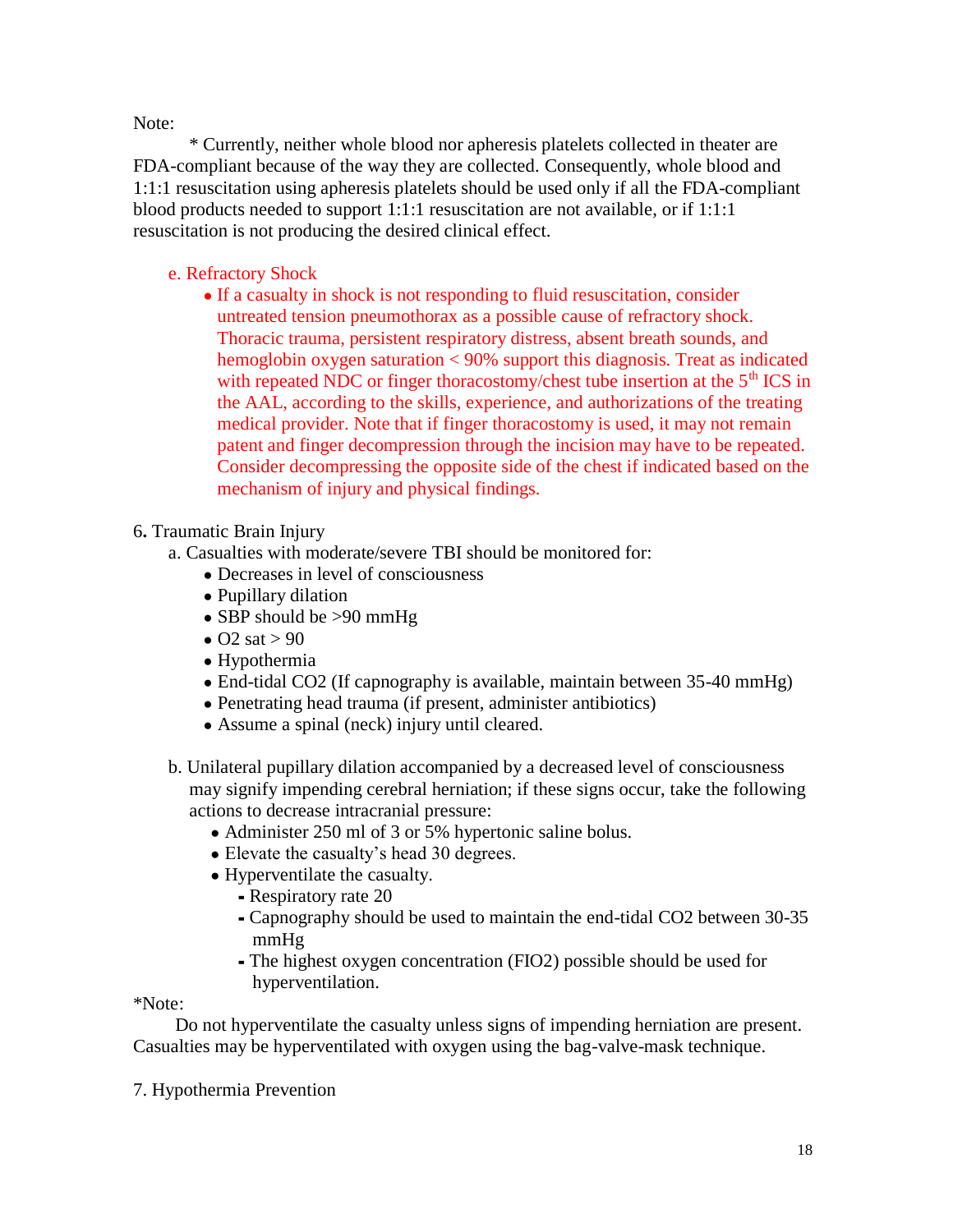Note:

* Currently, neither whole blood nor apheresis platelets collected in theater are FDA-compliant because of the way they are collected. Consequently, whole blood and 1:1:1 resuscitation using apheresis platelets should be used only if all the FDA-compliant blood products needed to support 1:1:1 resuscitation are not available, or if 1:1:1 resuscitation is not producing the desired clinical effect.

e. Refractory Shock

- If a casualty in shock is not responding to fluid resuscitation, consider untreated tension pneumothorax as a possible cause of refractory shock. Thoracic trauma, persistent respiratory distress, absent breath sounds, and hemoglobin oxygen saturation < 90% support this diagnosis. Treat as indicated with repeated NDC or finger thoracostomy/chest tube insertion at the 5th ICS in the AAL, according to the skills, experience, and authorizations of the treating medical provider. Note that if finger thoracostomy is used, it may not remain patent and finger decompression through the incision may have to be repeated. Consider decompressing the opposite side of the chest if indicated based on the mechanism of injury and physical findings.

6. Traumatic Brain Injury

a. Casualties with moderate/severe TBI should be monitored for:

- Decreases in level of consciousness
- Pupillary dilation
- SBP should be >90 mmHg
- O2 sat > 90
- Hypothermia
- End-tidal CO2 (If capnography is available, maintain between 35-40 mmHg)
- Penetrating head trauma (if present, administer antibiotics)
- Assume a spinal (neck) injury until cleared.

b. Unilateral pupillary dilation accompanied by a decreased level of consciousness may signify impending cerebral herniation; if these signs occur, take the following actions to decrease intracranial pressure:

- Administer 250 ml of 3 or 5% hypertonic saline bolus.
- Elevate the casualty's head 30 degrees.
- Hyperventilate the casualty.
  - Respiratory rate 20
  - Capnography should be used to maintain the end-tidal CO2 between 30-35 mmHg
  - The highest oxygen concentration (FIO2) possible should be used for hyperventilation.

*Note:

Do not hyperventilate the casualty unless signs of impending herniation are present. Casualties may be hyperventilated with oxygen using the bag-valve-mask technique.

7. Hypothermia Prevention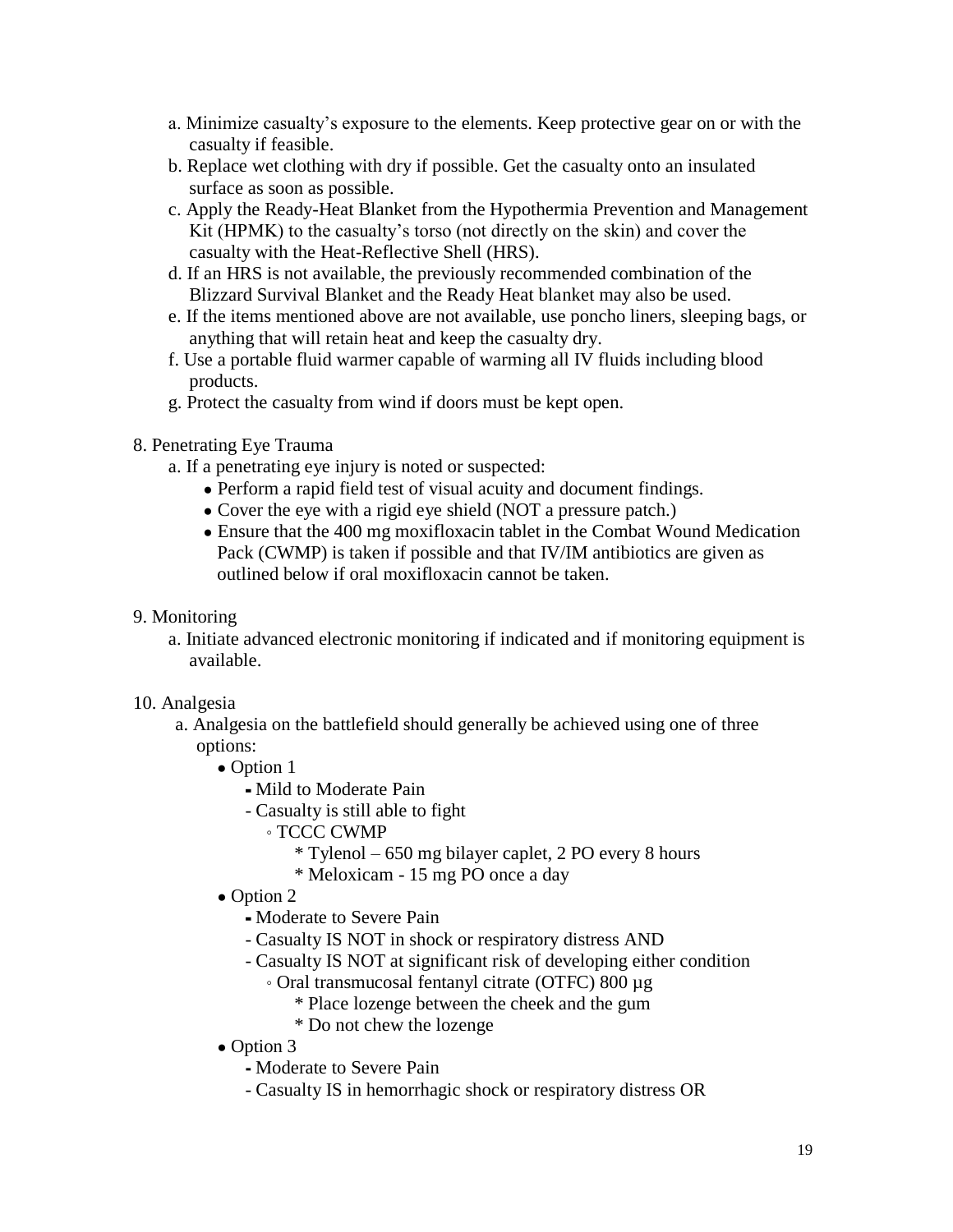a. Minimize casualty's exposure to the elements. Keep protective gear on or with the casualty if feasible.

b. Replace wet clothing with dry if possible. Get the casualty onto an insulated surface as soon as possible.

c. Apply the Ready-Heat Blanket from the Hypothermia Prevention and Management Kit (HPMK) to the casualty's torso (not directly on the skin) and cover the casualty with the Heat-Reflective Shell (HRS).

d. If an HRS is not available, the previously recommended combination of the Blizzard Survival Blanket and the Ready Heat blanket may also be used.

e. If the items mentioned above are not available, use poncho liners, sleeping bags, or anything that will retain heat and keep the casualty dry.

f. Use a portable fluid warmer capable of warming all IV fluids including blood products.

g. Protect the casualty from wind if doors must be kept open.

8. Penetrating Eye Trauma

   a. If a penetrating eye injury is noted or suspected:
      - Perform a rapid field test of visual acuity and document findings.
      - Cover the eye with a rigid eye shield (NOT a pressure patch.)
      - Ensure that the 400 mg moxifloxacin tablet in the Combat Wound Medication Pack (CWMP) is taken if possible and that IV/IM antibiotics are given as outlined below if oral moxifloxacin cannot be taken.

9. Monitoring

   a. Initiate advanced electronic monitoring if indicated and if monitoring equipment is available.

10. Analgesia

   a. Analgesia on the battlefield should generally be achieved using one of three options:
      - Option 1
        - Mild to Moderate Pain
        - Casualty is still able to fight
          - TCCC CWMP
            * Tylenol – 650 mg bilayer caplet, 2 PO every 8 hours
            * Meloxicam - 15 mg PO once a day
      - Option 2
        - Moderate to Severe Pain
        - Casualty IS NOT in shock or respiratory distress AND
        - Casualty IS NOT at significant risk of developing either condition
          - Oral transmucosal fentanyl citrate (OTFC) 800 µg
            * Place lozenge between the cheek and the gum
            * Do not chew the lozenge
      - Option 3
        - Moderate to Severe Pain
        - Casualty IS in hemorrhagic shock or respiratory distress OR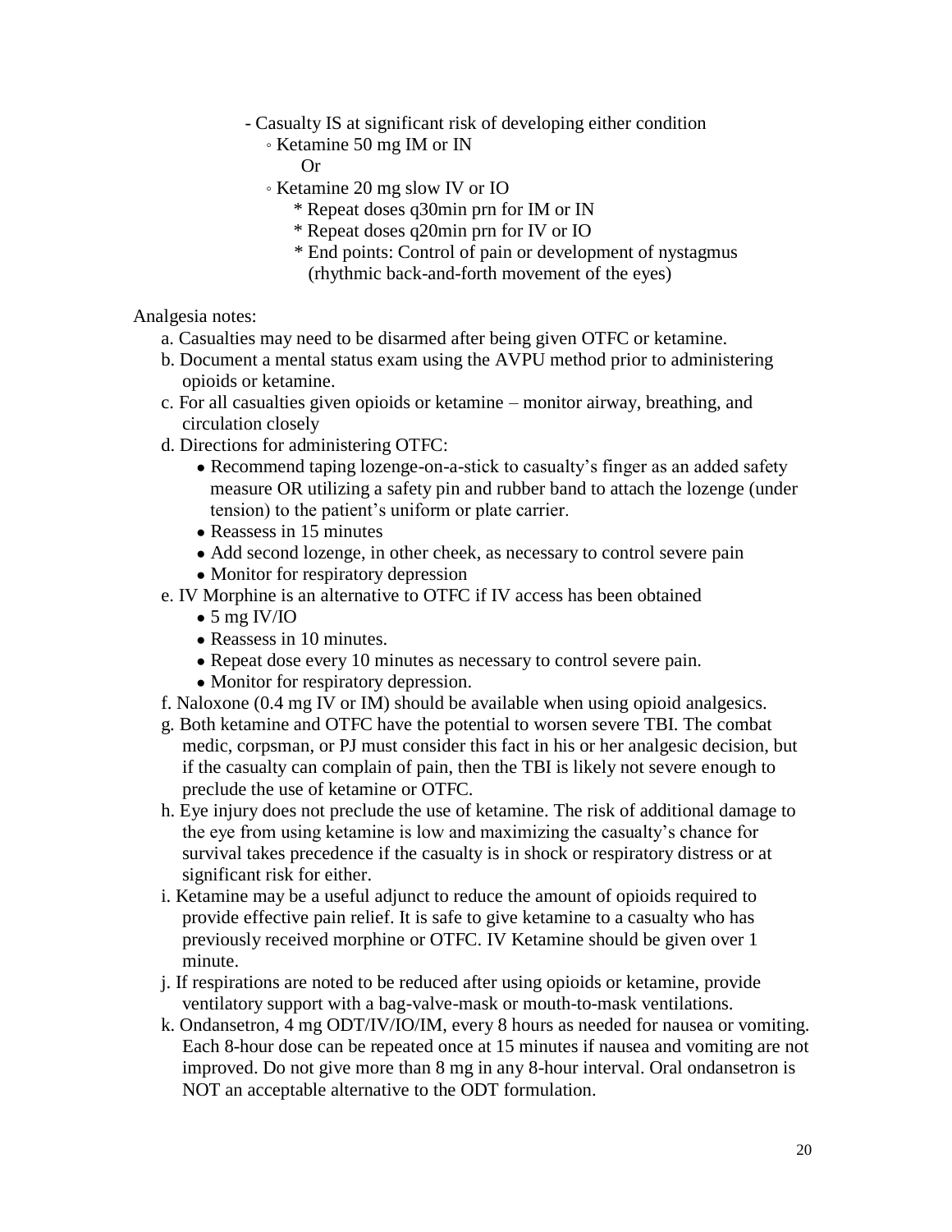- Casualty IS at significant risk of developing either condition
    - ◦ Ketamine 50 mg IM or IN

      Or
    - ◦ Ketamine 20 mg slow IV or IO
        - * Repeat doses q30min prn for IM or IN
        - * Repeat doses q20min prn for IV or IO
        - * End points: Control of pain or development of nystagmus (rhythmic back-and-forth movement of the eyes)

Analgesia notes:

a. Casualties may need to be disarmed after being given OTFC or ketamine.

b. Document a mental status exam using the AVPU method prior to administering opioids or ketamine.

c. For all casualties given opioids or ketamine – monitor airway, breathing, and circulation closely

d. Directions for administering OTFC:

- Recommend taping lozenge-on-a-stick to casualty's finger as an added safety measure OR utilizing a safety pin and rubber band to attach the lozenge (under tension) to the patient's uniform or plate carrier.
- Reassess in 15 minutes
- Add second lozenge, in other cheek, as necessary to control severe pain
- Monitor for respiratory depression

e. IV Morphine is an alternative to OTFC if IV access has been obtained

- 5 mg IV/IO
- Reassess in 10 minutes.
- Repeat dose every 10 minutes as necessary to control severe pain.
- Monitor for respiratory depression.

f. Naloxone (0.4 mg IV or IM) should be available when using opioid analgesics.

g. Both ketamine and OTFC have the potential to worsen severe TBI. The combat medic, corpsman, or PJ must consider this fact in his or her analgesic decision, but if the casualty can complain of pain, then the TBI is likely not severe enough to preclude the use of ketamine or OTFC.

h. Eye injury does not preclude the use of ketamine. The risk of additional damage to the eye from using ketamine is low and maximizing the casualty's chance for survival takes precedence if the casualty is in shock or respiratory distress or at significant risk for either.

i. Ketamine may be a useful adjunct to reduce the amount of opioids required to provide effective pain relief. It is safe to give ketamine to a casualty who has previously received morphine or OTFC. IV Ketamine should be given over 1 minute.

j. If respirations are noted to be reduced after using opioids or ketamine, provide ventilatory support with a bag-valve-mask or mouth-to-mask ventilations.

k. Ondansetron, 4 mg ODT/IV/IO/IM, every 8 hours as needed for nausea or vomiting. Each 8-hour dose can be repeated once at 15 minutes if nausea and vomiting are not improved. Do not give more than 8 mg in any 8-hour interval. Oral ondansetron is NOT an acceptable alternative to the ODT formulation.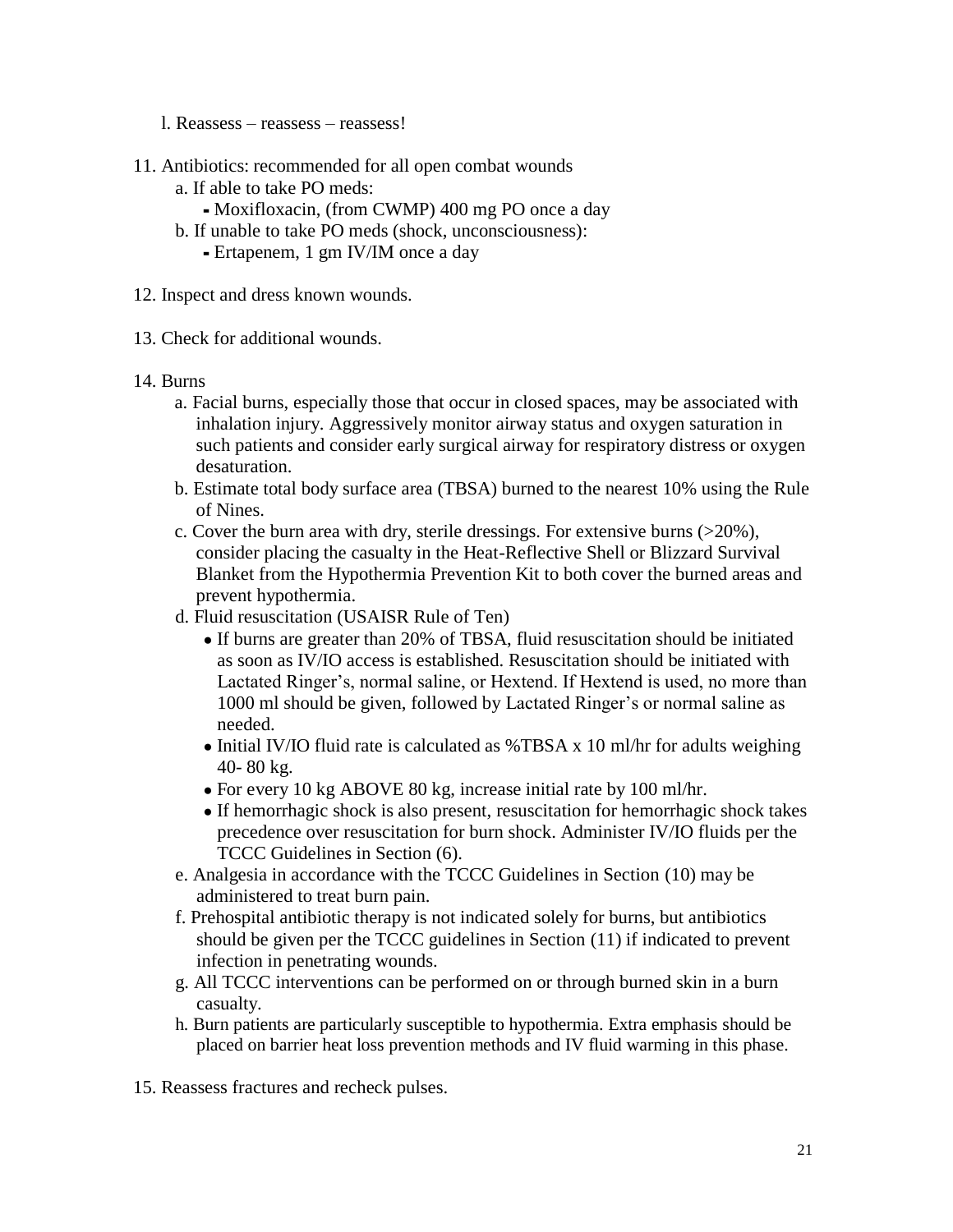l. Reassess – reassess – reassess!

11. Antibiotics: recommended for all open combat wounds
    a. If able to take PO meds:
        - Moxifloxacin, (from CWMP) 400 mg PO once a day
    b. If unable to take PO meds (shock, unconsciousness):
        - Ertapenem, 1 gm IV/IM once a day

12. Inspect and dress known wounds.

13. Check for additional wounds.

14. Burns
    a. Facial burns, especially those that occur in closed spaces, may be associated with inhalation injury. Aggressively monitor airway status and oxygen saturation in such patients and consider early surgical airway for respiratory distress or oxygen desaturation.
    b. Estimate total body surface area (TBSA) burned to the nearest 10% using the Rule of Nines.
    c. Cover the burn area with dry, sterile dressings. For extensive burns (>20%), consider placing the casualty in the Heat-Reflective Shell or Blizzard Survival Blanket from the Hypothermia Prevention Kit to both cover the burned areas and prevent hypothermia.
    d. Fluid resuscitation (USAISR Rule of Ten)
        - If burns are greater than 20% of TBSA, fluid resuscitation should be initiated as soon as IV/IO access is established. Resuscitation should be initiated with Lactated Ringer's, normal saline, or Hextend. If Hextend is used, no more than 1000 ml should be given, followed by Lactated Ringer's or normal saline as needed.
        - Initial IV/IO fluid rate is calculated as %TBSA x 10 ml/hr for adults weighing 40- 80 kg.
        - For every 10 kg ABOVE 80 kg, increase initial rate by 100 ml/hr.
        - If hemorrhagic shock is also present, resuscitation for hemorrhagic shock takes precedence over resuscitation for burn shock. Administer IV/IO fluids per the TCCC Guidelines in Section (6).
    e. Analgesia in accordance with the TCCC Guidelines in Section (10) may be administered to treat burn pain.
    f. Prehospital antibiotic therapy is not indicated solely for burns, but antibiotics should be given per the TCCC guidelines in Section (11) if indicated to prevent infection in penetrating wounds.
    g. All TCCC interventions can be performed on or through burned skin in a burn casualty.
    h. Burn patients are particularly susceptible to hypothermia. Extra emphasis should be placed on barrier heat loss prevention methods and IV fluid warming in this phase.

15. Reassess fractures and recheck pulses.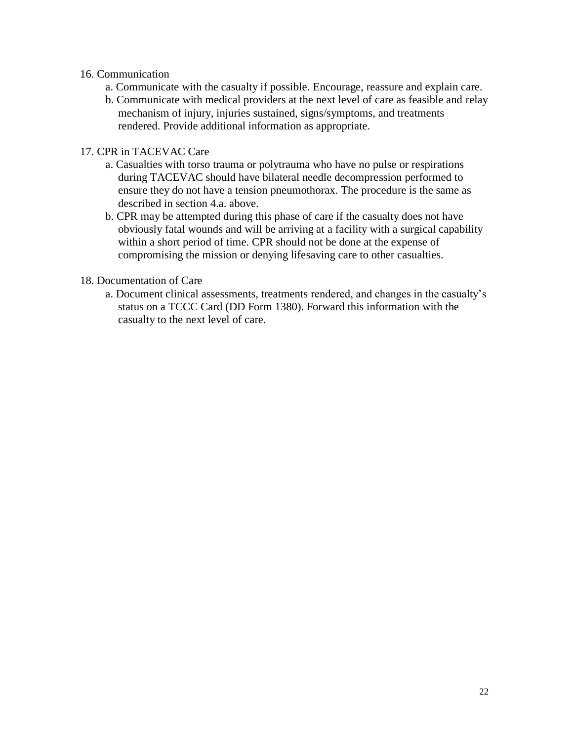16. Communication
    a. Communicate with the casualty if possible. Encourage, reassure and explain care.
    b. Communicate with medical providers at the next level of care as feasible and relay mechanism of injury, injuries sustained, signs/symptoms, and treatments rendered. Provide additional information as appropriate.

17. CPR in TACEVAC Care
    a. Casualties with torso trauma or polytrauma who have no pulse or respirations during TACEVAC should have bilateral needle decompression performed to ensure they do not have a tension pneumothorax. The procedure is the same as described in section 4.a. above.
    b. CPR may be attempted during this phase of care if the casualty does not have obviously fatal wounds and will be arriving at a facility with a surgical capability within a short period of time. CPR should not be done at the expense of compromising the mission or denying lifesaving care to other casualties.

18. Documentation of Care
    a. Document clinical assessments, treatments rendered, and changes in the casualty's status on a TCCC Card (DD Form 1380). Forward this information with the casualty to the next level of care.